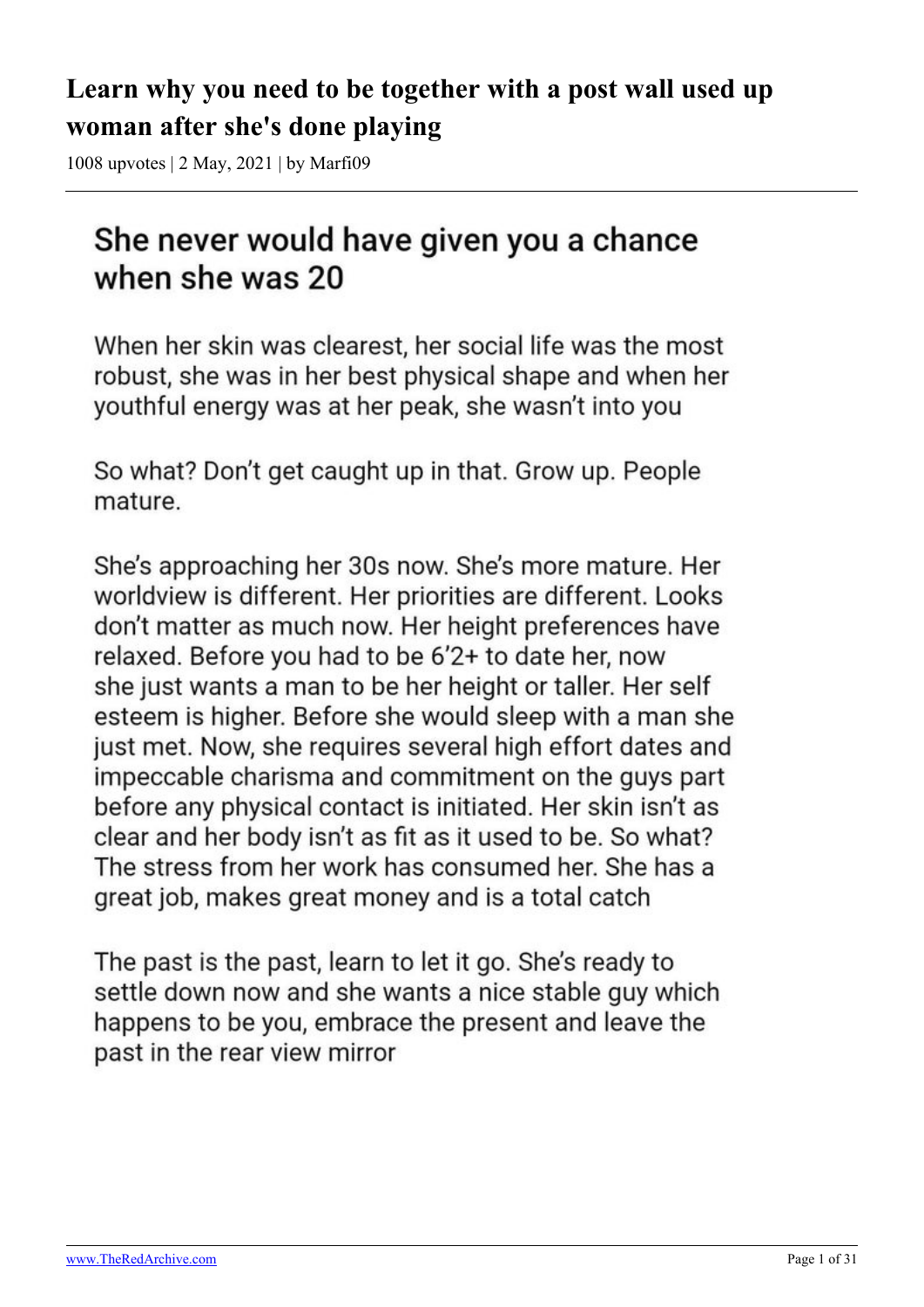# Learn why you need to be together with a post wall used up woman after she's done playing

1008 upvotes | 2 May, 2021 | by Marfi09

## She never would have given you a chance when she was 20

When her skin was clearest, her social life was the most robust, she was in her best physical shape and when her youthful energy was at her peak, she wasn't into you

So what? Don't get caught up in that. Grow up. People mature.

She's approaching her 30s now. She's more mature. Her worldview is different. Her priorities are different. Looks don't matter as much now. Her height preferences have relaxed. Before you had to be 6'2+ to date her, now she just wants a man to be her height or taller. Her self esteem is higher. Before she would sleep with a man she just met. Now, she requires several high effort dates and impeccable charisma and commitment on the guys part before any physical contact is initiated. Her skin isn't as clear and her body isn't as fit as it used to be. So what? The stress from her work has consumed her. She has a great job, makes great money and is a total catch

The past is the past, learn to let it go. She's ready to settle down now and she wants a nice stable guy which happens to be you, embrace the present and leave the past in the rear view mirror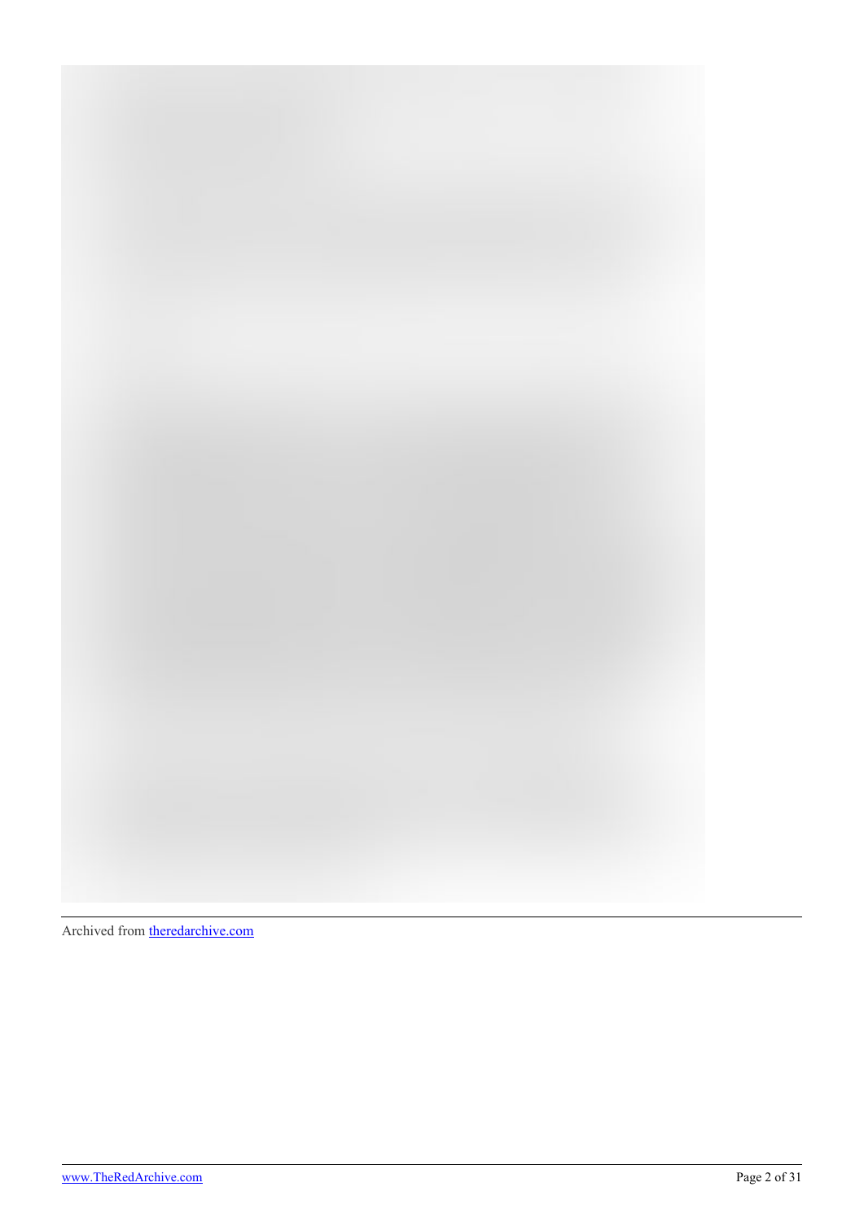Archived from theredarchive.com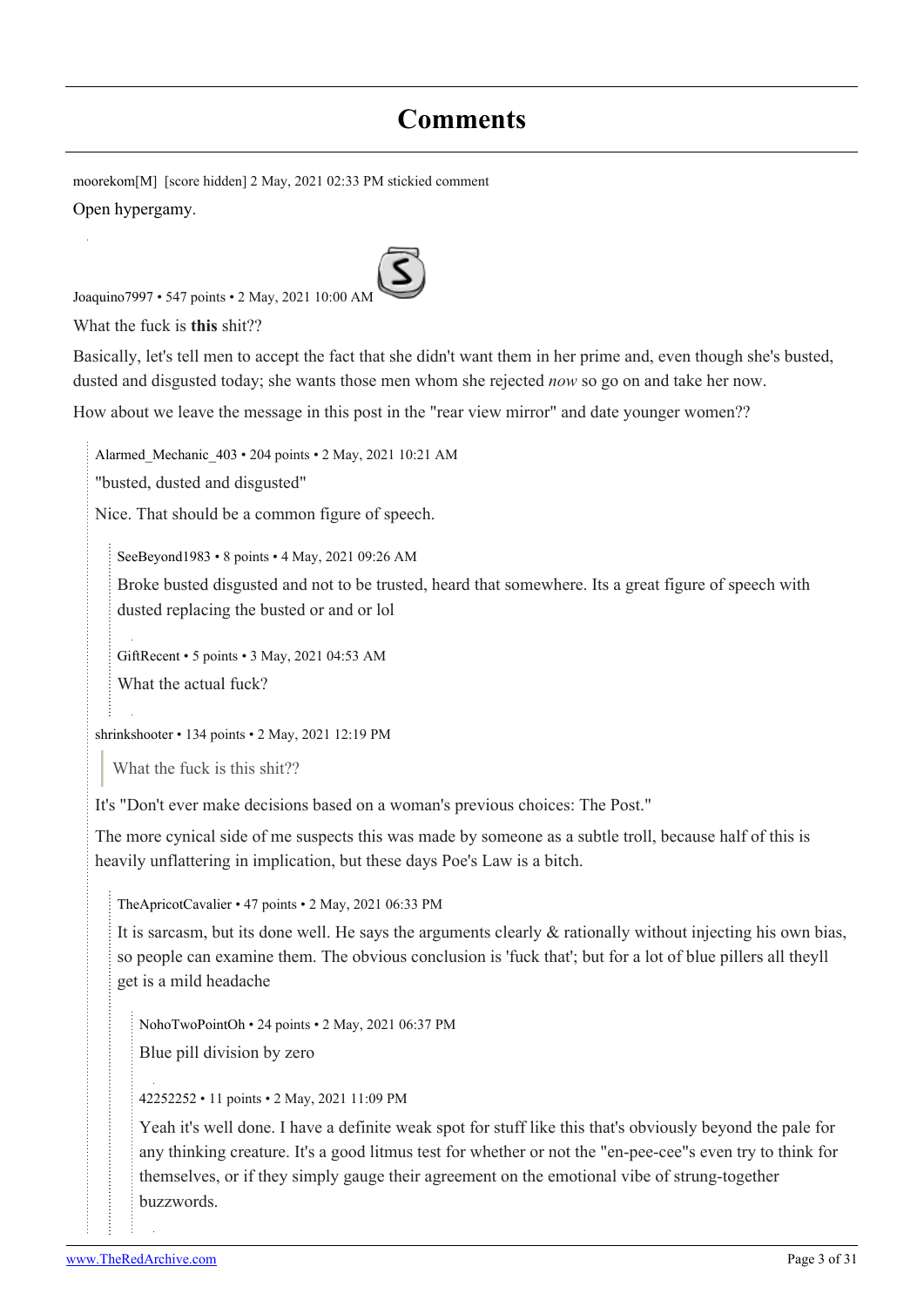# Comments

moorekom[M] [score hidden] 2 May, 2021 02:33 PM stickied comment

Open hypergamy.

Joaquino7997 • 547 points • 2 May, 2021 10:00 AM

What the fuck is **this** shit??

Basically, let's tell men to accept the fact that she didn't want them in her prime and, even though she's busted, dusted and disgusted today; she wants those men whom she rejected *now* so go on and take her now.

How about we leave the message in this post in the "rear view mirror" and date younger women??

> Alarmed_Mechanic_403 • 204 points • 2 May, 2021 10:21 AM
>
> "busted, dusted and disgusted"
>
> Nice. That should be a common figure of speech.
>
> > SeeBeyond1983 • 8 points • 4 May, 2021 09:26 AM
> >
> > Broke busted disgusted and not to be trusted, heard that somewhere. Its a great figure of speech with dusted replacing the busted or and or lol
>
> > GiftRecent • 5 points • 3 May, 2021 04:53 AM
> >
> > What the actual fuck?

> shrinkshooter • 134 points • 2 May, 2021 12:19 PM
>
> > What the fuck is this shit??
>
> It's "Don't ever make decisions based on a woman's previous choices: The Post."
>
> The more cynical side of me suspects this was made by someone as a subtle troll, because half of this is heavily unflattering in implication, but these days Poe's Law is a bitch.
>
> > TheApricotCavalier • 47 points • 2 May, 2021 06:33 PM
> >
> > It is sarcasm, but its done well. He says the arguments clearly & rationally without injecting his own bias, so people can examine them. The obvious conclusion is 'fuck that'; but for a lot of blue pillers all theyll get is a mild headache
> >
> > > NohoTwoPointOh • 24 points • 2 May, 2021 06:37 PM
> > >
> > > Blue pill division by zero
> >
> > > 42252252 • 11 points • 2 May, 2021 11:09 PM
> > >
> > > Yeah it's well done. I have a definite weak spot for stuff like this that's obviously beyond the pale for any thinking creature. It's a good litmus test for whether or not the "en-pee-cee"s even try to think for themselves, or if they simply gauge their agreement on the emotional vibe of strung-together buzzwords.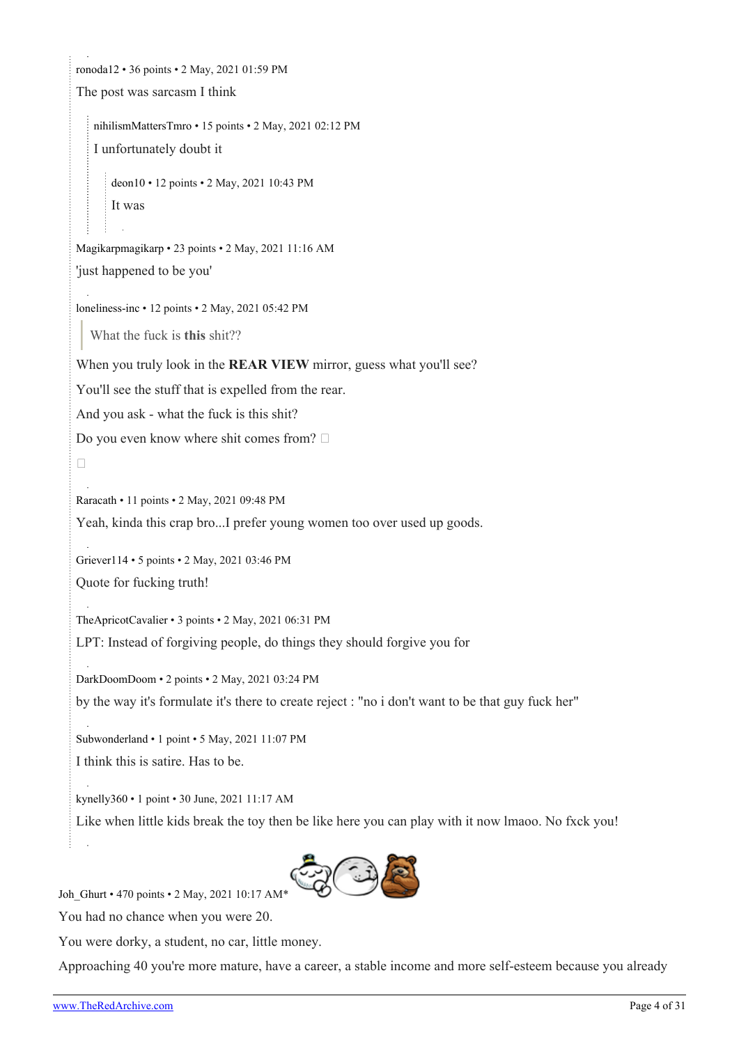ronoda12 • 36 points • 2 May, 2021 01:59 PM

The post was sarcasm I think

> nihilismMattersTmro • 15 points • 2 May, 2021 02:12 PM
>
> I unfortunately doubt it
>
> > deon10 • 12 points • 2 May, 2021 10:43 PM
> >
> > It was

Magikarpmagikarp • 23 points • 2 May, 2021 11:16 AM

'just happened to be you'

loneliness-inc • 12 points • 2 May, 2021 05:42 PM

> What the fuck is **this** shit??

When you truly look in the **REAR VIEW** mirror, guess what you'll see?

You'll see the stuff that is expelled from the rear.

And you ask - what the fuck is this shit?

Do you even know where shit comes from? □

□

Raracath • 11 points • 2 May, 2021 09:48 PM

Yeah, kinda this crap bro...I prefer young women too over used up goods.

Griever114 • 5 points • 2 May, 2021 03:46 PM

Quote for fucking truth!

TheApricotCavalier • 3 points • 2 May, 2021 06:31 PM

LPT: Instead of forgiving people, do things they should forgive you for

DarkDoomDoom • 2 points • 2 May, 2021 03:24 PM

by the way it's formulate it's there to create reject : "no i don't want to be that guy fuck her"

Subwonderland • 1 point • 5 May, 2021 11:07 PM

I think this is satire. Has to be.

kynelly360 • 1 point • 30 June, 2021 11:17 AM

Like when little kids break the toy then be like here you can play with it now lmaoo. No fxck you!

Joh_Ghurt • 470 points • 2 May, 2021 10:17 AM*

You had no chance when you were 20.

You were dorky, a student, no car, little money.

Approaching 40 you're more mature, have a career, a stable income and more self-esteem because you already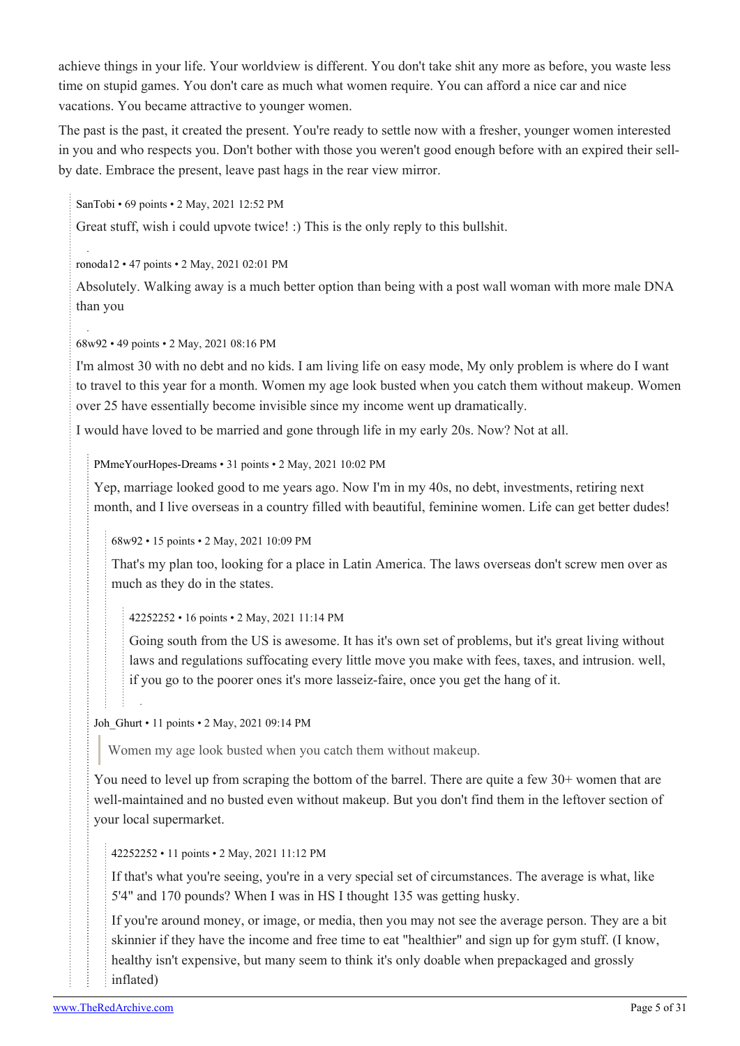achieve things in your life. Your worldview is different. You don't take shit any more as before, you waste less time on stupid games. You don't care as much what women require. You can afford a nice car and nice vacations. You became attractive to younger women.

The past is the past, it created the present. You're ready to settle now with a fresher, younger women interested in you and who respects you. Don't bother with those you weren't good enough before with an expired their sell-by date. Embrace the present, leave past hags in the rear view mirror.

> SanTobi • 69 points • 2 May, 2021 12:52 PM
>
> Great stuff, wish i could upvote twice! :) This is the only reply to this bullshit.

> ronoda12 • 47 points • 2 May, 2021 02:01 PM
>
> Absolutely. Walking away is a much better option than being with a post wall woman with more male DNA than you

> 68w92 • 49 points • 2 May, 2021 08:16 PM
>
> I'm almost 30 with no debt and no kids. I am living life on easy mode, My only problem is where do I want to travel to this year for a month. Women my age look busted when you catch them without makeup. Women over 25 have essentially become invisible since my income went up dramatically.
>
> I would have loved to be married and gone through life in my early 20s. Now? Not at all.
>
>> PMmeYourHopes-Dreams • 31 points • 2 May, 2021 10:02 PM
>>
>> Yep, marriage looked good to me years ago. Now I'm in my 40s, no debt, investments, retiring next month, and I live overseas in a country filled with beautiful, feminine women. Life can get better dudes!
>>
>>> 68w92 • 15 points • 2 May, 2021 10:09 PM
>>>
>>> That's my plan too, looking for a place in Latin America. The laws overseas don't screw men over as much as they do in the states.
>>>
>>>> 42252252 • 16 points • 2 May, 2021 11:14 PM
>>>>
>>>> Going south from the US is awesome. It has it's own set of problems, but it's great living without laws and regulations suffocating every little move you make with fees, taxes, and intrusion. well, if you go to the poorer ones it's more lasseiz-faire, once you get the hang of it.
>>
>> Joh_Ghurt • 11 points • 2 May, 2021 09:14 PM
>>
>>> Women my age look busted when you catch them without makeup.
>>
>> You need to level up from scraping the bottom of the barrel. There are quite a few 30+ women that are well-maintained and no busted even without makeup. But you don't find them in the leftover section of your local supermarket.
>>
>>> 42252252 • 11 points • 2 May, 2021 11:12 PM
>>>
>>> If that's what you're seeing, you're in a very special set of circumstances. The average is what, like 5'4" and 170 pounds? When I was in HS I thought 135 was getting husky.
>>>
>>> If you're around money, or image, or media, then you may not see the average person. They are a bit skinnier if they have the income and free time to eat "healthier" and sign up for gym stuff. (I know, healthy isn't expensive, but many seem to think it's only doable when prepackaged and grossly inflated)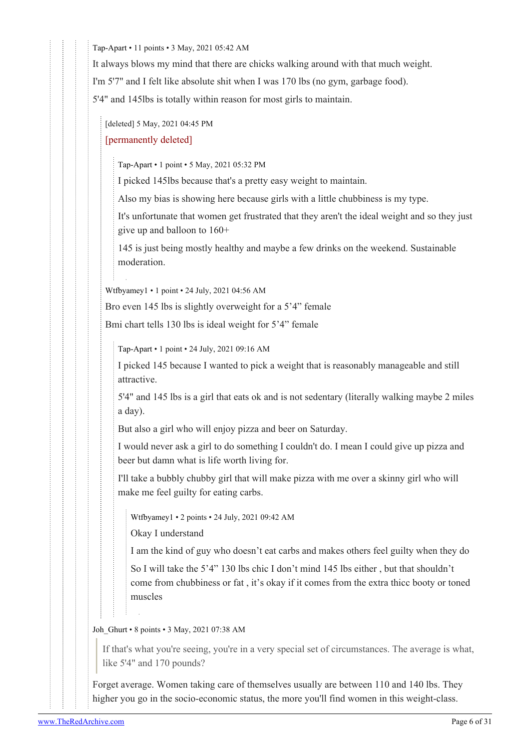Tap-Apart • 11 points • 3 May, 2021 05:42 AM

It always blows my mind that there are chicks walking around with that much weight.

I'm 5'7" and I felt like absolute shit when I was 170 lbs (no gym, garbage food).

5'4" and 145lbs is totally within reason for most girls to maintain.

> [deleted] 5 May, 2021 04:45 PM
>
> [permanently deleted]
>
> > Tap-Apart • 1 point • 5 May, 2021 05:32 PM
> >
> > I picked 145lbs because that's a pretty easy weight to maintain.
> >
> > Also my bias is showing here because girls with a little chubbiness is my type.
> >
> > It's unfortunate that women get frustrated that they aren't the ideal weight and so they just give up and balloon to 160+
> >
> > 145 is just being mostly healthy and maybe a few drinks on the weekend. Sustainable moderation.
>
> Wtfbyamey1 • 1 point • 24 July, 2021 04:56 AM
>
> Bro even 145 lbs is slightly overweight for a 5’4” female
>
> Bmi chart tells 130 lbs is ideal weight for 5’4” female
>
> > Tap-Apart • 1 point • 24 July, 2021 09:16 AM
> >
> > I picked 145 because I wanted to pick a weight that is reasonably manageable and still attractive.
> >
> > 5'4" and 145 lbs is a girl that eats ok and is not sedentary (literally walking maybe 2 miles a day).
> >
> > But also a girl who will enjoy pizza and beer on Saturday.
> >
> > I would never ask a girl to do something I couldn't do. I mean I could give up pizza and beer but damn what is life worth living for.
> >
> > I'll take a bubbly chubby girl that will make pizza with me over a skinny girl who will make me feel guilty for eating carbs.
> >
> > > Wtfbyamey1 • 2 points • 24 July, 2021 09:42 AM
> > >
> > > Okay I understand
> > >
> > > I am the kind of guy who doesn’t eat carbs and makes others feel guilty when they do
> > >
> > > So I will take the 5’4” 130 lbs chic I don’t mind 145 lbs either , but that shouldn’t come from chubbiness or fat , it’s okay if it comes from the extra thicc booty or toned muscles

Joh_Ghurt • 8 points • 3 May, 2021 07:38 AM

> If that's what you're seeing, you're in a very special set of circumstances. The average is what, like 5'4" and 170 pounds?

Forget average. Women taking care of themselves usually are between 110 and 140 lbs. They higher you go in the socio-economic status, the more you'll find women in this weight-class.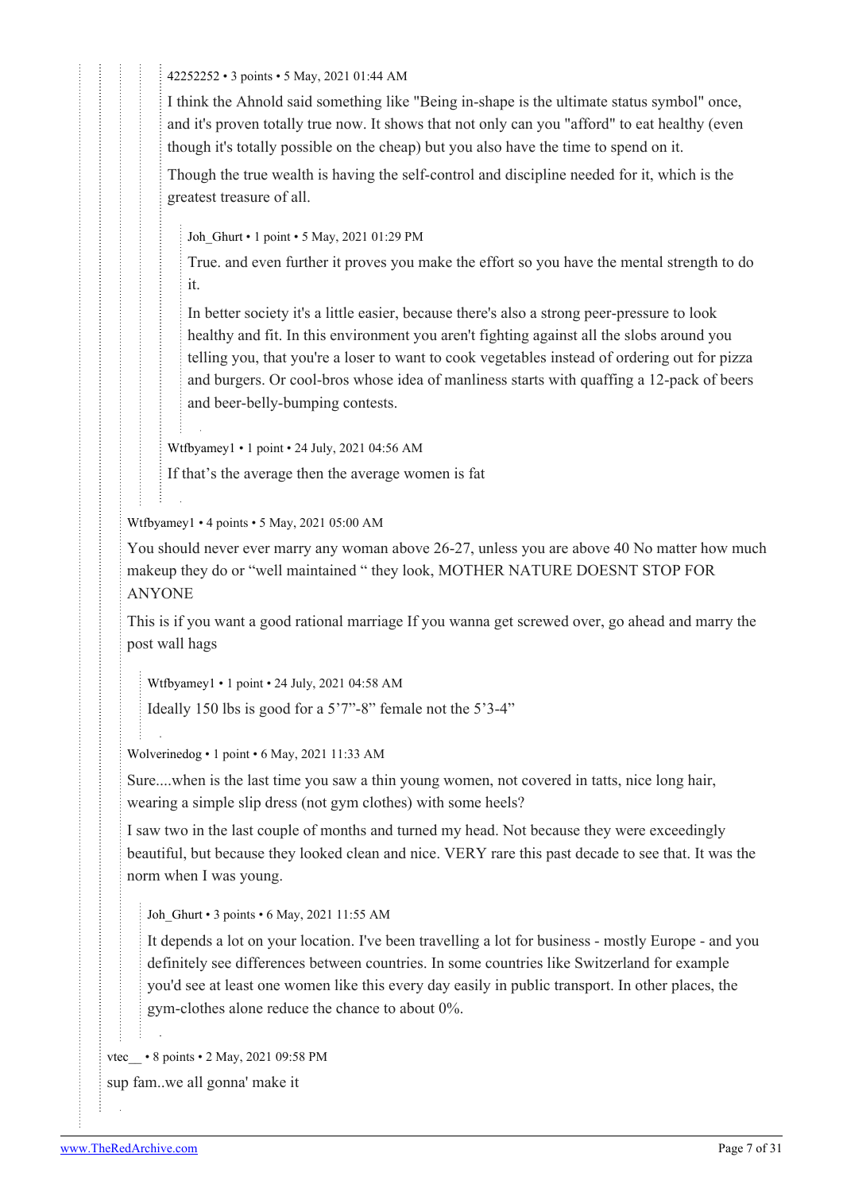42252252 • 3 points • 5 May, 2021 01:44 AM

I think the Ahnold said something like "Being in-shape is the ultimate status symbol" once, and it's proven totally true now. It shows that not only can you "afford" to eat healthy (even though it's totally possible on the cheap) but you also have the time to spend on it.

Though the true wealth is having the self-control and discipline needed for it, which is the greatest treasure of all.

Joh_Ghurt • 1 point • 5 May, 2021 01:29 PM

True. and even further it proves you make the effort so you have the mental strength to do it.

In better society it's a little easier, because there's also a strong peer-pressure to look healthy and fit. In this environment you aren't fighting against all the slobs around you telling you, that you're a loser to want to cook vegetables instead of ordering out for pizza and burgers. Or cool-bros whose idea of manliness starts with quaffing a 12-pack of beers and beer-belly-bumping contests.

Wtfbyamey1 • 1 point • 24 July, 2021 04:56 AM

If that's the average then the average women is fat

Wtfbyamey1 • 4 points • 5 May, 2021 05:00 AM

You should never ever marry any woman above 26-27, unless you are above 40 No matter how much makeup they do or "well maintained " they look, MOTHER NATURE DOESNT STOP FOR ANYONE

This is if you want a good rational marriage If you wanna get screwed over, go ahead and marry the post wall hags

Wtfbyamey1 • 1 point • 24 July, 2021 04:58 AM

Ideally 150 lbs is good for a 5'7"-8" female not the 5'3-4"

Wolverinedog • 1 point • 6 May, 2021 11:33 AM

Sure....when is the last time you saw a thin young women, not covered in tatts, nice long hair, wearing a simple slip dress (not gym clothes) with some heels?

I saw two in the last couple of months and turned my head. Not because they were exceedingly beautiful, but because they looked clean and nice. VERY rare this past decade to see that. It was the norm when I was young.

Joh_Ghurt • 3 points • 6 May, 2021 11:55 AM

It depends a lot on your location. I've been travelling a lot for business - mostly Europe - and you definitely see differences between countries. In some countries like Switzerland for example you'd see at least one women like this every day easily in public transport. In other places, the gym-clothes alone reduce the chance to about 0%.

vtec__ • 8 points • 2 May, 2021 09:58 PM

sup fam..we all gonna' make it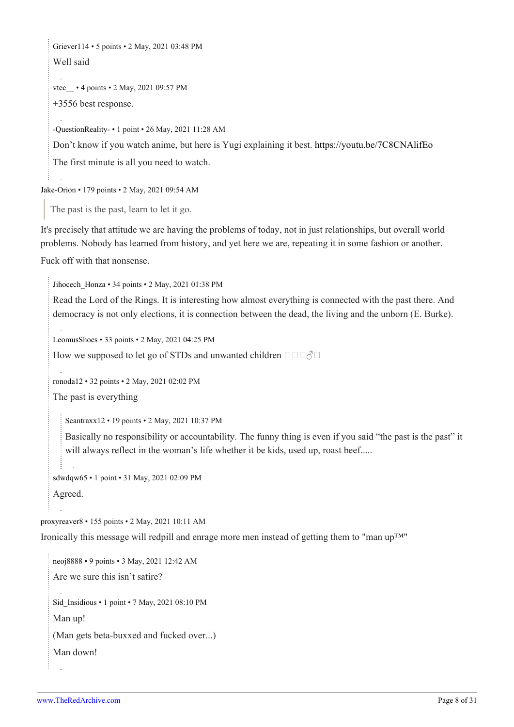Griever114 • 5 points • 2 May, 2021 03:48 PM

Well said

vtec__ • 4 points • 2 May, 2021 09:57 PM

+3556 best response.

-QuestionReality- • 1 point • 26 May, 2021 11:28 AM

Don’t know if you watch anime, but here is Yugi explaining it best. https://youtu.be/7C8CNAlifEo

The first minute is all you need to watch.

Jake-Orion • 179 points • 2 May, 2021 09:54 AM

> The past is the past, learn to let it go.

It's precisely that attitude we are having the problems of today, not in just relationships, but overall world problems. Nobody has learned from history, and yet here we are, repeating it in some fashion or another.

Fuck off with that nonsense.

Jihocech_Honza • 34 points • 2 May, 2021 01:38 PM

Read the Lord of the Rings. It is interesting how almost everything is connected with the past there. And democracy is not only elections, it is connection between the dead, the living and the unborn (E. Burke).

LeomusShoes • 33 points • 2 May, 2021 04:25 PM

How we supposed to let go of STDs and unwanted children □□□♂□

ronoda12 • 32 points • 2 May, 2021 02:02 PM

The past is everything

Scantraxx12 • 19 points • 2 May, 2021 10:37 PM

Basically no responsibility or accountability. The funny thing is even if you said “the past is the past” it will always reflect in the woman’s life whether it be kids, used up, roast beef.....

sdwdqw65 • 1 point • 31 May, 2021 02:09 PM

Agreed.

proxyreaver8 • 155 points • 2 May, 2021 10:11 AM

Ironically this message will redpill and enrage more men instead of getting them to "man up™"

neoj8888 • 9 points • 3 May, 2021 12:42 AM

Are we sure this isn’t satire?

Sid_Insidious • 1 point • 7 May, 2021 08:10 PM

Man up!

(Man gets beta-buxxed and fucked over...)

Man down!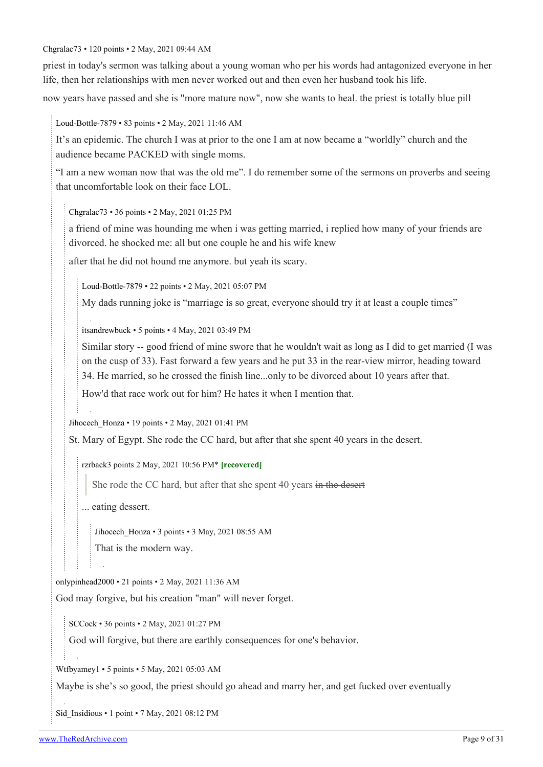Chgralac73 • 120 points • 2 May, 2021 09:44 AM

priest in today's sermon was talking about a young woman who per his words had antagonized everyone in her life, then her relationships with men never worked out and then even her husband took his life.

now years have passed and she is "more mature now", now she wants to heal. the priest is totally blue pill

> Loud-Bottle-7879 • 83 points • 2 May, 2021 11:46 AM
>
> It's an epidemic. The church I was at prior to the one I am at now became a "worldly" church and the audience became PACKED with single moms.
>
> "I am a new woman now that was the old me". I do remember some of the sermons on proverbs and seeing that uncomfortable look on their face LOL.
>
> > Chgralac73 • 36 points • 2 May, 2021 01:25 PM
> >
> > a friend of mine was hounding me when i was getting married, i replied how many of your friends are divorced. he shocked me: all but one couple he and his wife knew
> >
> > after that he did not hound me anymore. but yeah its scary.
> >
> > > Loud-Bottle-7879 • 22 points • 2 May, 2021 05:07 PM
> > >
> > > My dads running joke is "marriage is so great, everyone should try it at least a couple times"
> >
> > > itsandrewbuck • 5 points • 4 May, 2021 03:49 PM
> > >
> > > Similar story -- good friend of mine swore that he wouldn't wait as long as I did to get married (I was on the cusp of 33). Fast forward a few years and he put 33 in the rear-view mirror, heading toward 34. He married, so he crossed the finish line...only to be divorced about 10 years after that.
> > >
> > > How'd that race work out for him? He hates it when I mention that.
>
> > Jihocech_Honza • 19 points • 2 May, 2021 01:41 PM
> >
> > St. Mary of Egypt. She rode the CC hard, but after that she spent 40 years in the desert.
> >
> > > rzrback3 points 2 May, 2021 10:56 PM* **[recovered]**
> > >
> > > > She rode the CC hard, but after that she spent 40 years ~~in the desert~~
> > >
> > > ... eating dessert.
> > >
> > > > Jihocech_Honza • 3 points • 3 May, 2021 08:55 AM
> > > >
> > > > That is the modern way.

> onlypinhead2000 • 21 points • 2 May, 2021 11:36 AM
>
> God may forgive, but his creation "man" will never forget.
>
> > SCCock • 36 points • 2 May, 2021 01:27 PM
> >
> > God will forgive, but there are earthly consequences for one's behavior.

> Wtfbyamey1 • 5 points • 5 May, 2021 05:03 AM
>
> Maybe is she's so good, the priest should go ahead and marry her, and get fucked over eventually

> Sid_Insidious • 1 point • 7 May, 2021 08:12 PM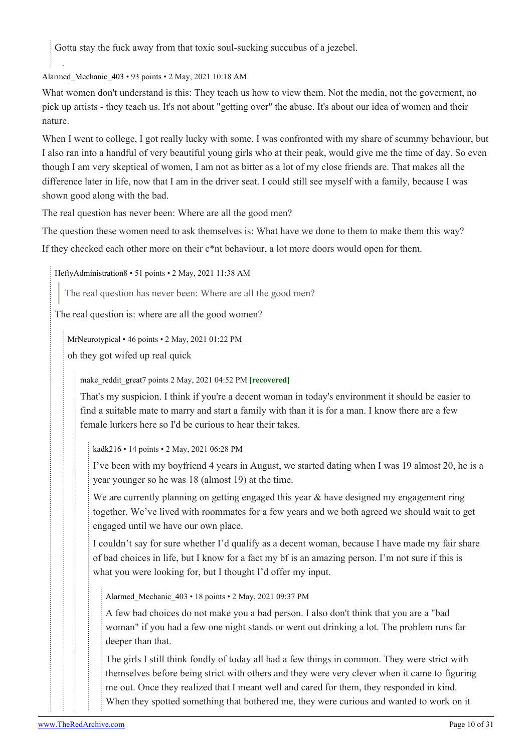Gotta stay the fuck away from that toxic soul-sucking succubus of a jezebel.

Alarmed_Mechanic_403 • 93 points • 2 May, 2021 10:18 AM

What women don't understand is this: They teach us how to view them. Not the media, not the goverment, no pick up artists - they teach us. It's not about "getting over" the abuse. It's about our idea of women and their nature.

When I went to college, I got really lucky with some. I was confronted with my share of scummy behaviour, but I also ran into a handful of very beautiful young girls who at their peak, would give me the time of day. So even though I am very skeptical of women, I am not as bitter as a lot of my close friends are. That makes all the difference later in life, now that I am in the driver seat. I could still see myself with a family, because I was shown good along with the bad.

The real question has never been: Where are all the good men?

The question these women need to ask themselves is: What have we done to them to make them this way?

If they checked each other more on their c*nt behaviour, a lot more doors would open for them.

> HeftyAdministration8 • 51 points • 2 May, 2021 11:38 AM
>
> > The real question has never been: Where are all the good men?
>
> The real question is: where are all the good women?
>
> > MrNeurotypical • 46 points • 2 May, 2021 01:22 PM
> >
> > oh they got wifed up real quick
> >
> > > make_reddit_great7 points 2 May, 2021 04:52 PM **[recovered]**
> > >
> > > That's my suspicion. I think if you're a decent woman in today's environment it should be easier to find a suitable mate to marry and start a family with than it is for a man. I know there are a few female lurkers here so I'd be curious to hear their takes.
> > >
> > > > kadk216 • 14 points • 2 May, 2021 06:28 PM
> > > >
> > > > I've been with my boyfriend 4 years in August, we started dating when I was 19 almost 20, he is a year younger so he was 18 (almost 19) at the time.
> > > >
> > > > We are currently planning on getting engaged this year & have designed my engagement ring together. We've lived with roommates for a few years and we both agreed we should wait to get engaged until we have our own place.
> > > >
> > > > I couldn't say for sure whether I'd qualify as a decent woman, because I have made my fair share of bad choices in life, but I know for a fact my bf is an amazing person. I'm not sure if this is what you were looking for, but I thought I'd offer my input.
> > > >
> > > > > Alarmed_Mechanic_403 • 18 points • 2 May, 2021 09:37 PM
> > > > >
> > > > > A few bad choices do not make you a bad person. I also don't think that you are a "bad woman" if you had a few one night stands or went out drinking a lot. The problem runs far deeper than that.
> > > > >
> > > > > The girls I still think fondly of today all had a few things in common. They were strict with themselves before being strict with others and they were very clever when it came to figuring me out. Once they realized that I meant well and cared for them, they responded in kind. When they spotted something that bothered me, they were curious and wanted to work on it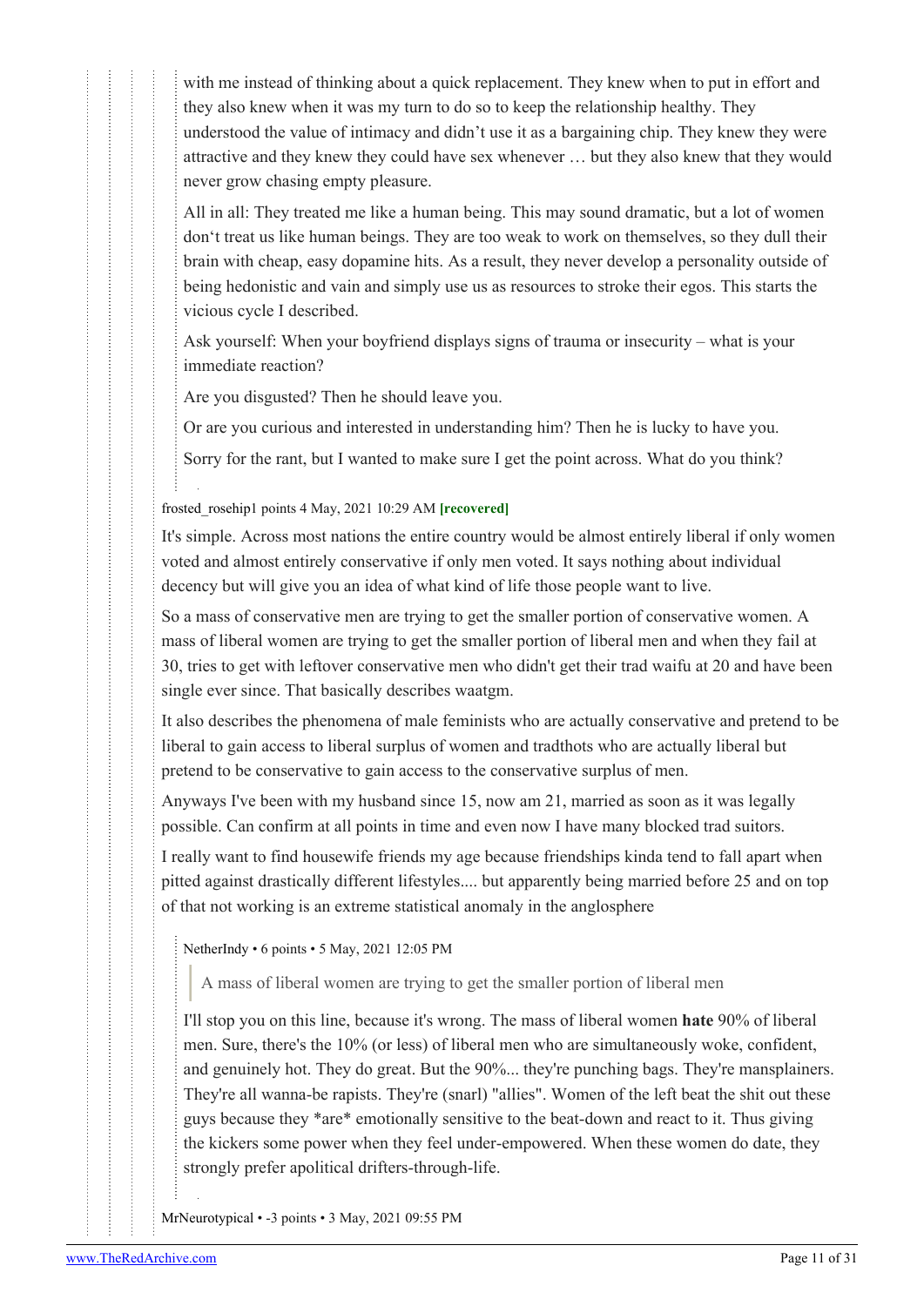with me instead of thinking about a quick replacement. They knew when to put in effort and they also knew when it was my turn to do so to keep the relationship healthy. They understood the value of intimacy and didn't use it as a bargaining chip. They knew they were attractive and they knew they could have sex whenever … but they also knew that they would never grow chasing empty pleasure.

All in all: They treated me like a human being. This may sound dramatic, but a lot of women don't treat us like human beings. They are too weak to work on themselves, so they dull their brain with cheap, easy dopamine hits. As a result, they never develop a personality outside of being hedonistic and vain and simply use us as resources to stroke their egos. This starts the vicious cycle I described.

Ask yourself: When your boyfriend displays signs of trauma or insecurity – what is your immediate reaction?

Are you disgusted? Then he should leave you.

Or are you curious and interested in understanding him? Then he is lucky to have you.

Sorry for the rant, but I wanted to make sure I get the point across. What do you think?

frosted_rosehip1 points 4 May, 2021 10:29 AM **[recovered]**

It's simple. Across most nations the entire country would be almost entirely liberal if only women voted and almost entirely conservative if only men voted. It says nothing about individual decency but will give you an idea of what kind of life those people want to live.

So a mass of conservative men are trying to get the smaller portion of conservative women. A mass of liberal women are trying to get the smaller portion of liberal men and when they fail at 30, tries to get with leftover conservative men who didn't get their trad waifu at 20 and have been single ever since. That basically describes waatgm.

It also describes the phenomena of male feminists who are actually conservative and pretend to be liberal to gain access to liberal surplus of women and tradthots who are actually liberal but pretend to be conservative to gain access to the conservative surplus of men.

Anyways I've been with my husband since 15, now am 21, married as soon as it was legally possible. Can confirm at all points in time and even now I have many blocked trad suitors.

I really want to find housewife friends my age because friendships kinda tend to fall apart when pitted against drastically different lifestyles.... but apparently being married before 25 and on top of that not working is an extreme statistical anomaly in the anglosphere

NetherIndy • 6 points • 5 May, 2021 12:05 PM

> A mass of liberal women are trying to get the smaller portion of liberal men

I'll stop you on this line, because it's wrong. The mass of liberal women **hate** 90% of liberal men. Sure, there's the 10% (or less) of liberal men who are simultaneously woke, confident, and genuinely hot. They do great. But the 90%... they're punching bags. They're mansplainers. They're all wanna-be rapists. They're (snarl) "allies". Women of the left beat the shit out these guys because they *are* emotionally sensitive to the beat-down and react to it. Thus giving the kickers some power when they feel under-empowered. When these women do date, they strongly prefer apolitical drifters-through-life.

MrNeurotypical • -3 points • 3 May, 2021 09:55 PM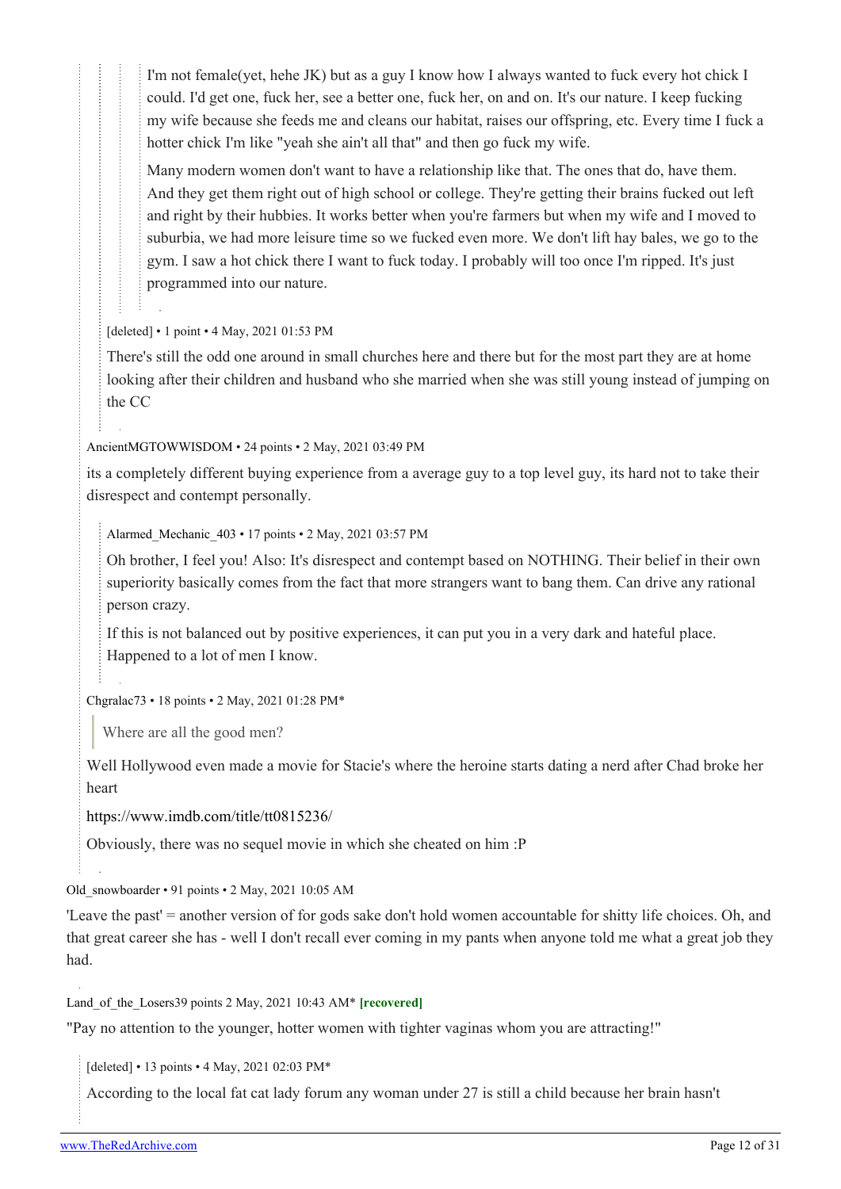I'm not female(yet, hehe JK) but as a guy I know how I always wanted to fuck every hot chick I could. I'd get one, fuck her, see a better one, fuck her, on and on. It's our nature. I keep fucking my wife because she feeds me and cleans our habitat, raises our offspring, etc. Every time I fuck a hotter chick I'm like "yeah she ain't all that" and then go fuck my wife.

Many modern women don't want to have a relationship like that. The ones that do, have them. And they get them right out of high school or college. They're getting their brains fucked out left and right by their hubbies. It works better when you're farmers but when my wife and I moved to suburbia, we had more leisure time so we fucked even more. We don't lift hay bales, we go to the gym. I saw a hot chick there I want to fuck today. I probably will too once I'm ripped. It's just programmed into our nature.

[deleted] • 1 point • 4 May, 2021 01:53 PM

There's still the odd one around in small churches here and there but for the most part they are at home looking after their children and husband who she married when she was still young instead of jumping on the CC

AncientMGTOWWISDOM • 24 points • 2 May, 2021 03:49 PM

its a completely different buying experience from a average guy to a top level guy, its hard not to take their disrespect and contempt personally.

Alarmed_Mechanic_403 • 17 points • 2 May, 2021 03:57 PM

Oh brother, I feel you! Also: It's disrespect and contempt based on NOTHING. Their belief in their own superiority basically comes from the fact that more strangers want to bang them. Can drive any rational person crazy.

If this is not balanced out by positive experiences, it can put you in a very dark and hateful place. Happened to a lot of men I know.

Chgralac73 • 18 points • 2 May, 2021 01:28 PM*

> Where are all the good men?

Well Hollywood even made a movie for Stacie's where the heroine starts dating a nerd after Chad broke her heart

https://www.imdb.com/title/tt0815236/

Obviously, there was no sequel movie in which she cheated on him :P

Old_snowboarder • 91 points • 2 May, 2021 10:05 AM

'Leave the past' = another version of for gods sake don't hold women accountable for shitty life choices. Oh, and that great career she has - well I don't recall ever coming in my pants when anyone told me what a great job they had.

Land_of_the_Losers39 points 2 May, 2021 10:43 AM* **[recovered]**

"Pay no attention to the younger, hotter women with tighter vaginas whom you are attracting!"

[deleted] • 13 points • 4 May, 2021 02:03 PM*

According to the local fat cat lady forum any woman under 27 is still a child because her brain hasn't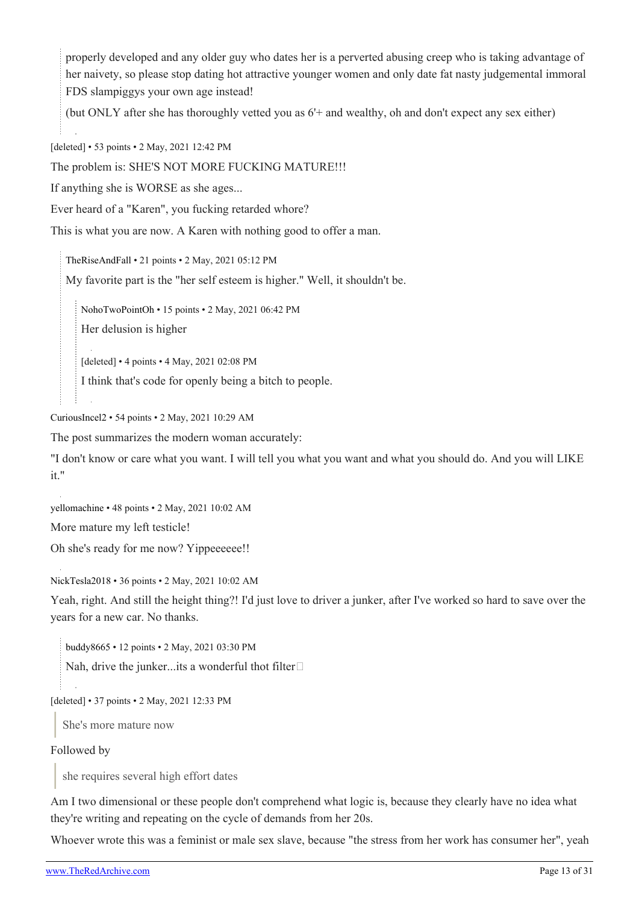> properly developed and any older guy who dates her is a perverted abusing creep who is taking advantage of her naivety, so please stop dating hot attractive younger women and only date fat nasty judgemental immoral FDS slampiggys your own age instead!
>
> (but ONLY after she has thoroughly vetted you as 6'+ and wealthy, oh and don't expect any sex either)

[deleted] • 53 points • 2 May, 2021 12:42 PM

The problem is: SHE'S NOT MORE FUCKING MATURE!!!

If anything she is WORSE as she ages...

Ever heard of a "Karen", you fucking retarded whore?

This is what you are now. A Karen with nothing good to offer a man.

> TheRiseAndFall • 21 points • 2 May, 2021 05:12 PM
>
> My favorite part is the "her self esteem is higher." Well, it shouldn't be.
>
> > NohoTwoPointOh • 15 points • 2 May, 2021 06:42 PM
> >
> > Her delusion is higher
> >
> > [deleted] • 4 points • 4 May, 2021 02:08 PM
> >
> > I think that's code for openly being a bitch to people.

CuriousIncel2 • 54 points • 2 May, 2021 10:29 AM

The post summarizes the modern woman accurately:

"I don't know or care what you want. I will tell you what you want and what you should do. And you will LIKE it."

yellomachine • 48 points • 2 May, 2021 10:02 AM

More mature my left testicle!

Oh she's ready for me now? Yippeeeeee!!

NickTesla2018 • 36 points • 2 May, 2021 10:02 AM

Yeah, right. And still the height thing?! I'd just love to driver a junker, after I've worked so hard to save over the years for a new car. No thanks.

> buddy8665 • 12 points • 2 May, 2021 03:30 PM
>
> Nah, drive the junker...its a wonderful thot filter

[deleted] • 37 points • 2 May, 2021 12:33 PM

> She's more mature now

Followed by

> she requires several high effort dates

Am I two dimensional or these people don't comprehend what logic is, because they clearly have no idea what they're writing and repeating on the cycle of demands from her 20s.

Whoever wrote this was a feminist or male sex slave, because "the stress from her work has consumer her", yeah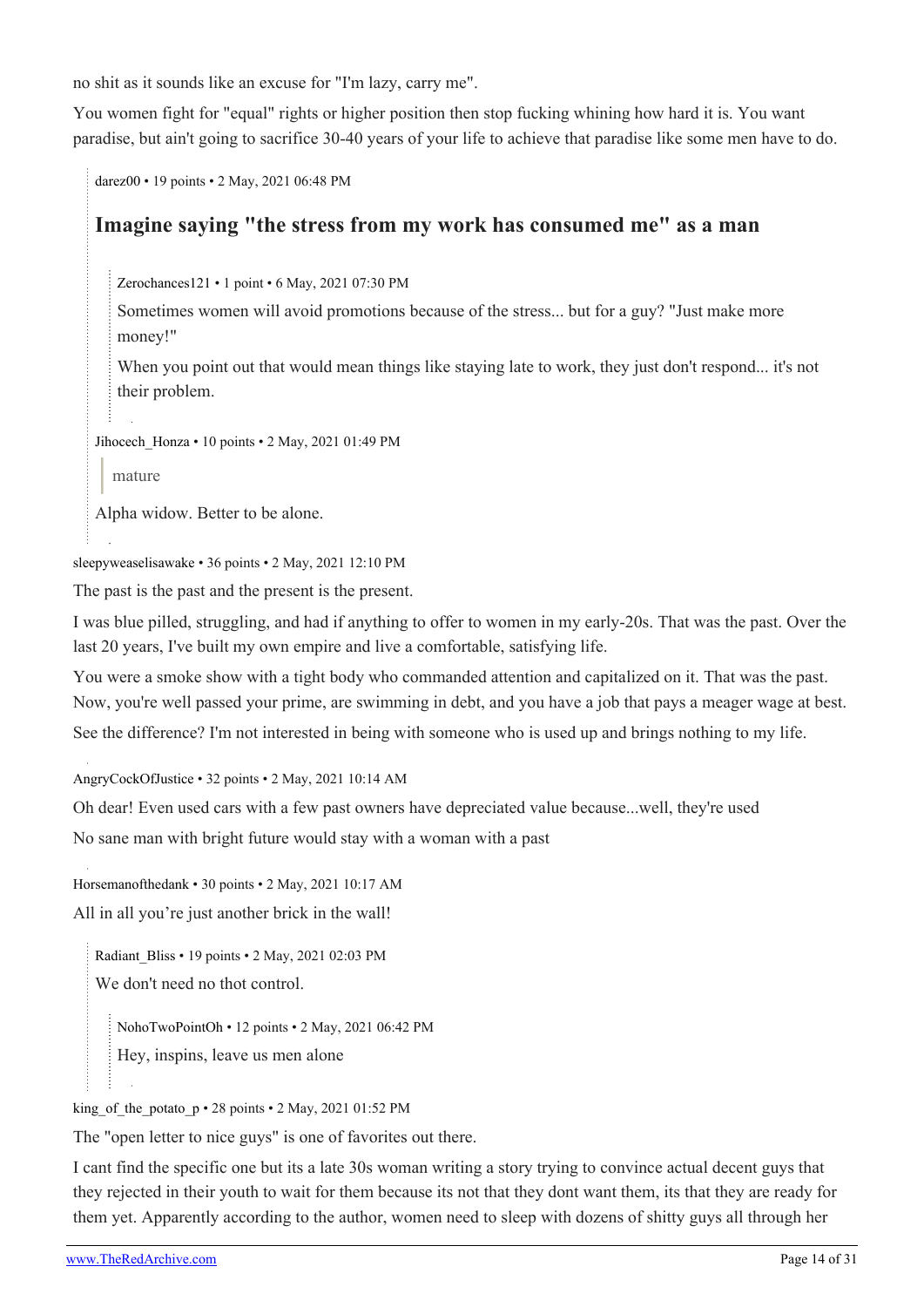no shit as it sounds like an excuse for "I'm lazy, carry me".

You women fight for "equal" rights or higher position then stop fucking whining how hard it is. You want paradise, but ain't going to sacrifice 30-40 years of your life to achieve that paradise like some men have to do.

> darez00 • 19 points • 2 May, 2021 06:48 PM
>
> ## Imagine saying "the stress from my work has consumed me" as a man
>
> > Zerochances121 • 1 point • 6 May, 2021 07:30 PM
> >
> > Sometimes women will avoid promotions because of the stress... but for a guy? "Just make more money!"
> >
> > When you point out that would mean things like staying late to work, they just don't respond... it's not their problem.
>
> Jihocech_Honza • 10 points • 2 May, 2021 01:49 PM
>
> > mature
>
> Alpha widow. Better to be alone.

sleepyweaselisawake • 36 points • 2 May, 2021 12:10 PM

The past is the past and the present is the present.

I was blue pilled, struggling, and had if anything to offer to women in my early-20s. That was the past. Over the last 20 years, I've built my own empire and live a comfortable, satisfying life.

You were a smoke show with a tight body who commanded attention and capitalized on it. That was the past. Now, you're well passed your prime, are swimming in debt, and you have a job that pays a meager wage at best.

See the difference? I'm not interested in being with someone who is used up and brings nothing to my life.

AngryCockOfJustice • 32 points • 2 May, 2021 10:14 AM

Oh dear! Even used cars with a few past owners have depreciated value because...well, they're used

No sane man with bright future would stay with a woman with a past

Horsemanofthedank • 30 points • 2 May, 2021 10:17 AM

All in all you're just another brick in the wall!

> Radiant_Bliss • 19 points • 2 May, 2021 02:03 PM
>
> We don't need no thot control.
>
> > NohoTwoPointOh • 12 points • 2 May, 2021 06:42 PM
> >
> > Hey, inspins, leave us men alone

king_of_the_potato_p • 28 points • 2 May, 2021 01:52 PM

The "open letter to nice guys" is one of favorites out there.

I cant find the specific one but its a late 30s woman writing a story trying to convince actual decent guys that they rejected in their youth to wait for them because its not that they dont want them, its that they are ready for them yet. Apparently according to the author, women need to sleep with dozens of shitty guys all through her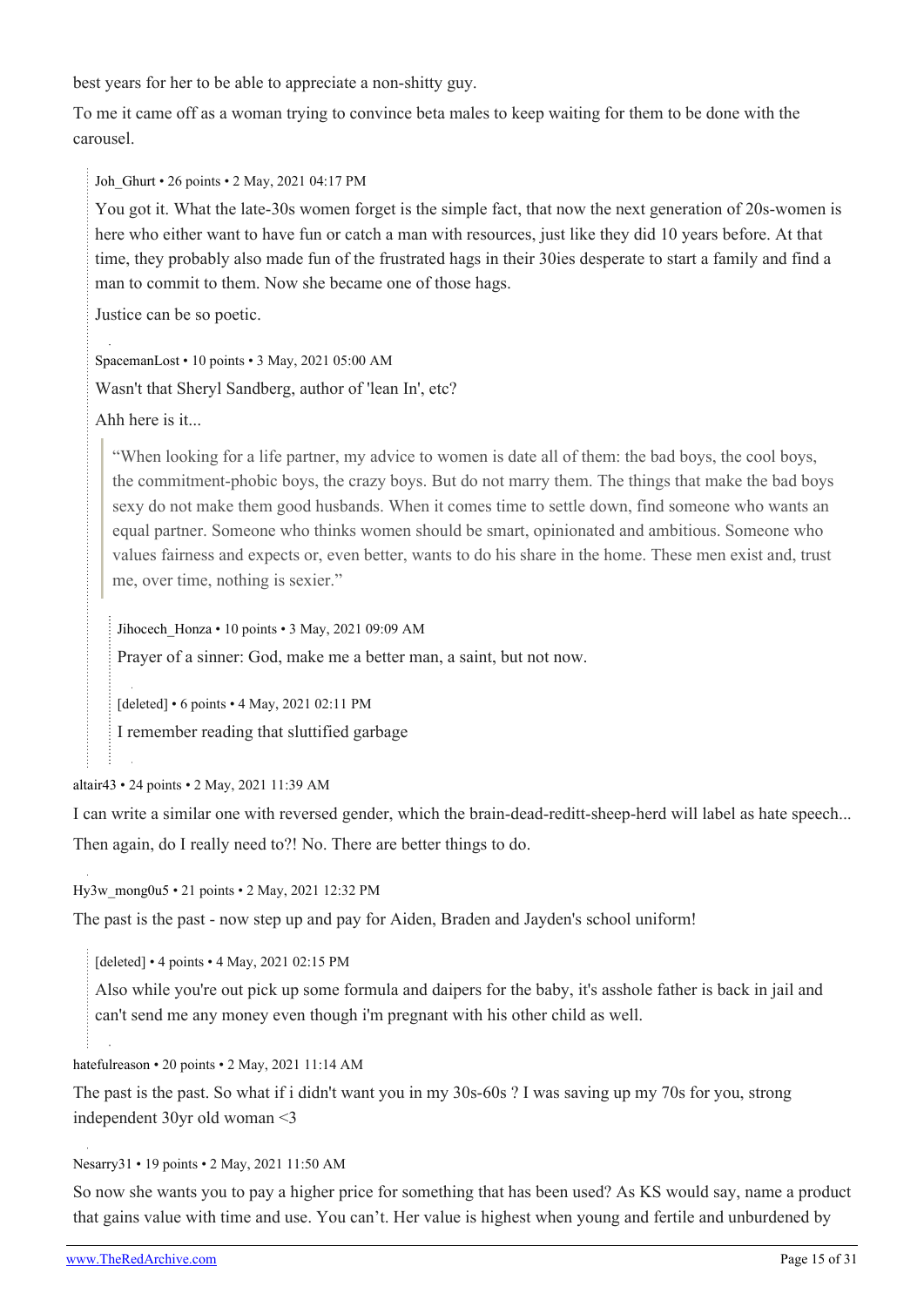best years for her to be able to appreciate a non-shitty guy.

To me it came off as a woman trying to convince beta males to keep waiting for them to be done with the carousel.

> Joh_Ghurt • 26 points • 2 May, 2021 04:17 PM
>
> You got it. What the late-30s women forget is the simple fact, that now the next generation of 20s-women is here who either want to have fun or catch a man with resources, just like they did 10 years before. At that time, they probably also made fun of the frustrated hags in their 30ies desperate to start a family and find a man to commit to them. Now she became one of those hags.
>
> Justice can be so poetic.
>
> SpacemanLost • 10 points • 3 May, 2021 05:00 AM
>
> Wasn't that Sheryl Sandberg, author of 'lean In', etc?
>
> Ahh here is it...
>
> > "When looking for a life partner, my advice to women is date all of them: the bad boys, the cool boys, the commitment-phobic boys, the crazy boys. But do not marry them. The things that make the bad boys sexy do not make them good husbands. When it comes time to settle down, find someone who wants an equal partner. Someone who thinks women should be smart, opinionated and ambitious. Someone who values fairness and expects or, even better, wants to do his share in the home. These men exist and, trust me, over time, nothing is sexier."
>
> > Jihocech_Honza • 10 points • 3 May, 2021 09:09 AM
> >
> > Prayer of a sinner: God, make me a better man, a saint, but not now.
> >
> > [deleted] • 6 points • 4 May, 2021 02:11 PM
> >
> > I remember reading that sluttified garbage

altair43 • 24 points • 2 May, 2021 11:39 AM

I can write a similar one with reversed gender, which the brain-dead-reditt-sheep-herd will label as hate speech... Then again, do I really need to?! No. There are better things to do.

Hy3w_mong0u5 • 21 points • 2 May, 2021 12:32 PM

The past is the past - now step up and pay for Aiden, Braden and Jayden's school uniform!

> [deleted] • 4 points • 4 May, 2021 02:15 PM
>
> Also while you're out pick up some formula and daipers for the baby, it's asshole father is back in jail and can't send me any money even though i'm pregnant with his other child as well.

hatefulreason • 20 points • 2 May, 2021 11:14 AM

The past is the past. So what if i didn't want you in my 30s-60s ? I was saving up my 70s for you, strong independent 30yr old woman <3

Nesarry31 • 19 points • 2 May, 2021 11:50 AM

So now she wants you to pay a higher price for something that has been used? As KS would say, name a product that gains value with time and use. You can't. Her value is highest when young and fertile and unburdened by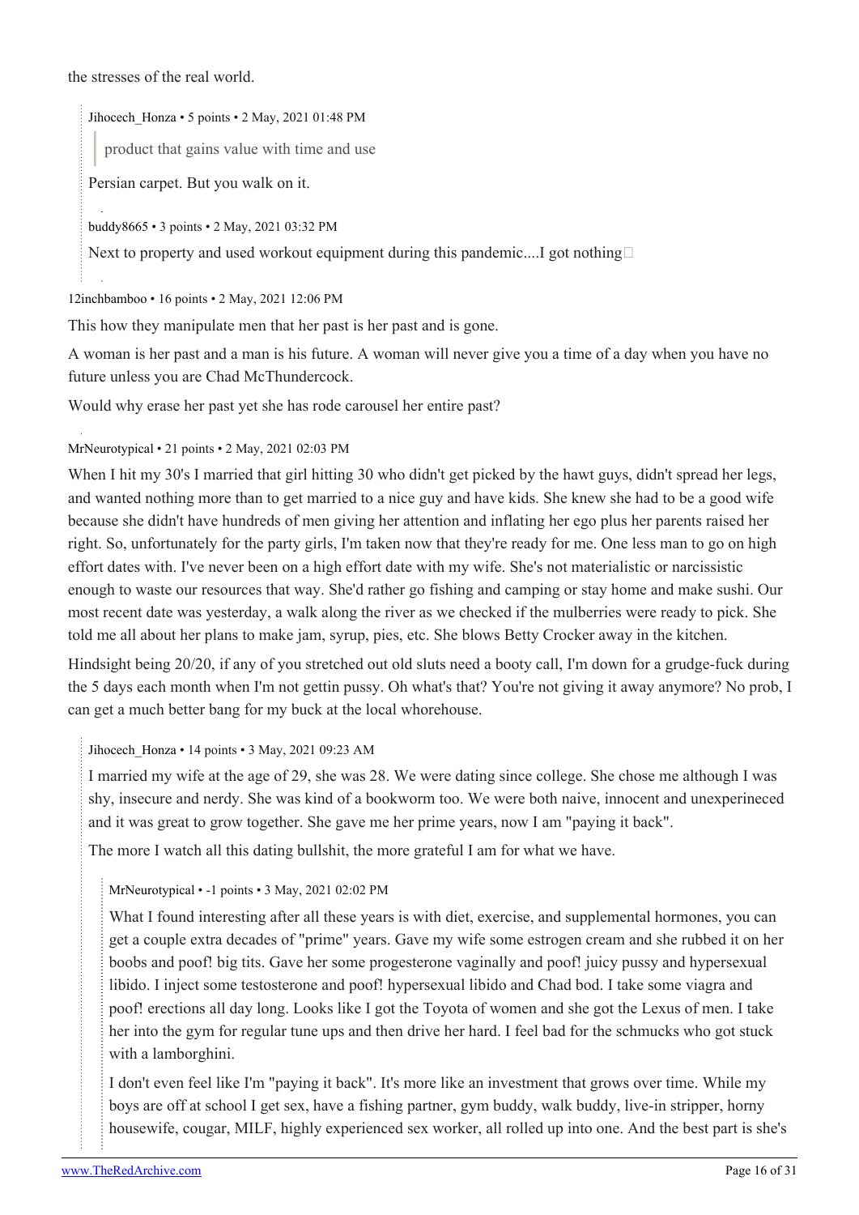the stresses of the real world.

> Jihocech_Honza • 5 points • 2 May, 2021 01:48 PM
>
> > product that gains value with time and use
>
> Persian carpet. But you walk on it.
>
> buddy8665 • 3 points • 2 May, 2021 03:32 PM
>
> Next to property and used workout equipment during this pandemic....I got nothing□

12inchbamboo • 16 points • 2 May, 2021 12:06 PM

This how they manipulate men that her past is her past and is gone.

A woman is her past and a man is his future. A woman will never give you a time of a day when you have no future unless you are Chad McThundercock.

Would why erase her past yet she has rode carousel her entire past?

MrNeurotypical • 21 points • 2 May, 2021 02:03 PM

When I hit my 30's I married that girl hitting 30 who didn't get picked by the hawt guys, didn't spread her legs, and wanted nothing more than to get married to a nice guy and have kids. She knew she had to be a good wife because she didn't have hundreds of men giving her attention and inflating her ego plus her parents raised her right. So, unfortunately for the party girls, I'm taken now that they're ready for me. One less man to go on high effort dates with. I've never been on a high effort date with my wife. She's not materialistic or narcissistic enough to waste our resources that way. She'd rather go fishing and camping or stay home and make sushi. Our most recent date was yesterday, a walk along the river as we checked if the mulberries were ready to pick. She told me all about her plans to make jam, syrup, pies, etc. She blows Betty Crocker away in the kitchen.

Hindsight being 20/20, if any of you stretched out old sluts need a booty call, I'm down for a grudge-fuck during the 5 days each month when I'm not gettin pussy. Oh what's that? You're not giving it away anymore? No prob, I can get a much better bang for my buck at the local whorehouse.

> Jihocech_Honza • 14 points • 3 May, 2021 09:23 AM
>
> I married my wife at the age of 29, she was 28. We were dating since college. She chose me although I was shy, insecure and nerdy. She was kind of a bookworm too. We were both naive, innocent and unexperineced and it was great to grow together. She gave me her prime years, now I am "paying it back".
>
> The more I watch all this dating bullshit, the more grateful I am for what we have.
>
> > MrNeurotypical • -1 points • 3 May, 2021 02:02 PM
> >
> > What I found interesting after all these years is with diet, exercise, and supplemental hormones, you can get a couple extra decades of "prime" years. Gave my wife some estrogen cream and she rubbed it on her boobs and poof! big tits. Gave her some progesterone vaginally and poof! juicy pussy and hypersexual libido. I inject some testosterone and poof! hypersexual libido and Chad bod. I take some viagra and poof! erections all day long. Looks like I got the Toyota of women and she got the Lexus of men. I take her into the gym for regular tune ups and then drive her hard. I feel bad for the schmucks who got stuck with a lamborghini.
> >
> > I don't even feel like I'm "paying it back". It's more like an investment that grows over time. While my boys are off at school I get sex, have a fishing partner, gym buddy, walk buddy, live-in stripper, horny housewife, cougar, MILF, highly experienced sex worker, all rolled up into one. And the best part is she's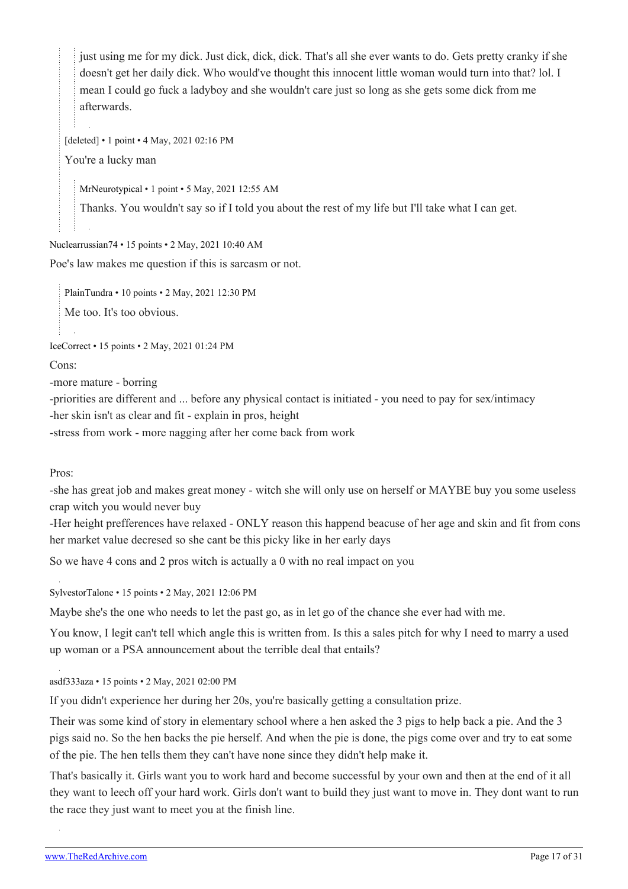> > just using me for my dick. Just dick, dick, dick. That's all she ever wants to do. Gets pretty cranky if she doesn't get her daily dick. Who would've thought this innocent little woman would turn into that? lol. I mean I could go fuck a ladyboy and she wouldn't care just so long as she gets some dick from me afterwards.
>
> [deleted] • 1 point • 4 May, 2021 02:16 PM
>
> You're a lucky man
>
> > MrNeurotypical • 1 point • 5 May, 2021 12:55 AM
> >
> > Thanks. You wouldn't say so if I told you about the rest of my life but I'll take what I can get.

Nuclearrussian74 • 15 points • 2 May, 2021 10:40 AM

Poe's law makes me question if this is sarcasm or not.

> PlainTundra • 10 points • 2 May, 2021 12:30 PM
>
> Me too. It's too obvious.

IceCorrect • 15 points • 2 May, 2021 01:24 PM

Cons:

-more mature - borring

-priorities are different and ... before any physical contact is initiated - you need to pay for sex/intimacy

-her skin isn't as clear and fit - explain in pros, height

-stress from work - more nagging after her come back from work

Pros:

-she has great job and makes great money - witch she will only use on herself or MAYBE buy you some useless crap witch you would never buy

-Her height prefferences have relaxed - ONLY reason this happend beacuse of her age and skin and fit from cons her market value decresed so she cant be this picky like in her early days

So we have 4 cons and 2 pros witch is actually a 0 with no real impact on you

SylvestorTalone • 15 points • 2 May, 2021 12:06 PM

Maybe she's the one who needs to let the past go, as in let go of the chance she ever had with me.

You know, I legit can't tell which angle this is written from. Is this a sales pitch for why I need to marry a used up woman or a PSA announcement about the terrible deal that entails?

asdf333aza • 15 points • 2 May, 2021 02:00 PM

If you didn't experience her during her 20s, you're basically getting a consultation prize.

Their was some kind of story in elementary school where a hen asked the 3 pigs to help back a pie. And the 3 pigs said no. So the hen backs the pie herself. And when the pie is done, the pigs come over and try to eat some of the pie. The hen tells them they can't have none since they didn't help make it.

That's basically it. Girls want you to work hard and become successful by your own and then at the end of it all they want to leech off your hard work. Girls don't want to build they just want to move in. They dont want to run the race they just want to meet you at the finish line.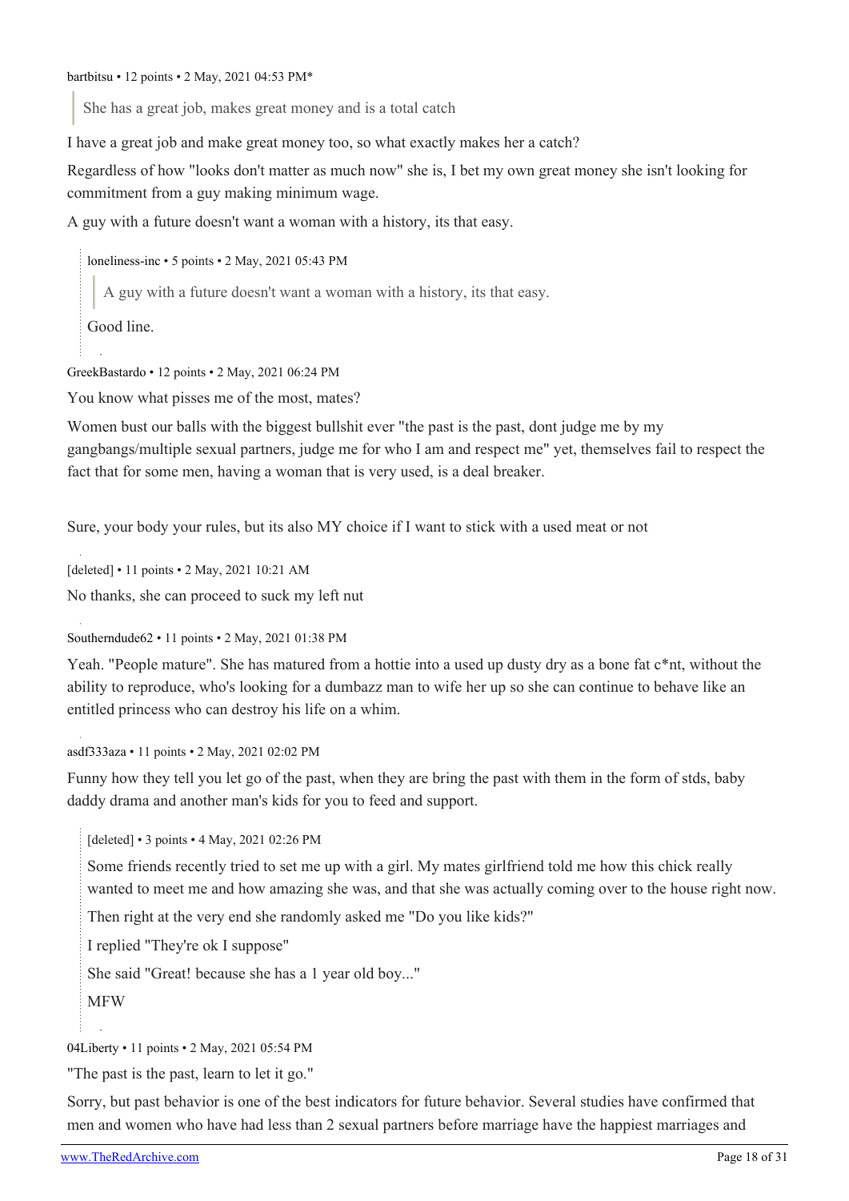bartbitsu • 12 points • 2 May, 2021 04:53 PM*

> She has a great job, makes great money and is a total catch

I have a great job and make great money too, so what exactly makes her a catch?

Regardless of how "looks don't matter as much now" she is, I bet my own great money she isn't looking for commitment from a guy making minimum wage.

A guy with a future doesn't want a woman with a history, its that easy.

> loneliness-inc • 5 points • 2 May, 2021 05:43 PM
>
> > A guy with a future doesn't want a woman with a history, its that easy.
>
> Good line.

GreekBastardo • 12 points • 2 May, 2021 06:24 PM

You know what pisses me of the most, mates?

Women bust our balls with the biggest bullshit ever "the past is the past, dont judge me by my gangbangs/multiple sexual partners, judge me for who I am and respect me" yet, themselves fail to respect the fact that for some men, having a woman that is very used, is a deal breaker.

Sure, your body your rules, but its also MY choice if I want to stick with a used meat or not

[deleted] • 11 points • 2 May, 2021 10:21 AM

No thanks, she can proceed to suck my left nut

Southerndude62 • 11 points • 2 May, 2021 01:38 PM

Yeah. "People mature". She has matured from a hottie into a used up dusty dry as a bone fat c*nt, without the ability to reproduce, who's looking for a dumbazz man to wife her up so she can continue to behave like an entitled princess who can destroy his life on a whim.

asdf333aza • 11 points • 2 May, 2021 02:02 PM

Funny how they tell you let go of the past, when they are bring the past with them in the form of stds, baby daddy drama and another man's kids for you to feed and support.

> [deleted] • 3 points • 4 May, 2021 02:26 PM
>
> Some friends recently tried to set me up with a girl. My mates girlfriend told me how this chick really wanted to meet me and how amazing she was, and that she was actually coming over to the house right now.
>
> Then right at the very end she randomly asked me "Do you like kids?"
>
> I replied "They're ok I suppose"
>
> She said "Great! because she has a 1 year old boy..."
>
> MFW

04Liberty • 11 points • 2 May, 2021 05:54 PM

"The past is the past, learn to let it go."

Sorry, but past behavior is one of the best indicators for future behavior. Several studies have confirmed that men and women who have had less than 2 sexual partners before marriage have the happiest marriages and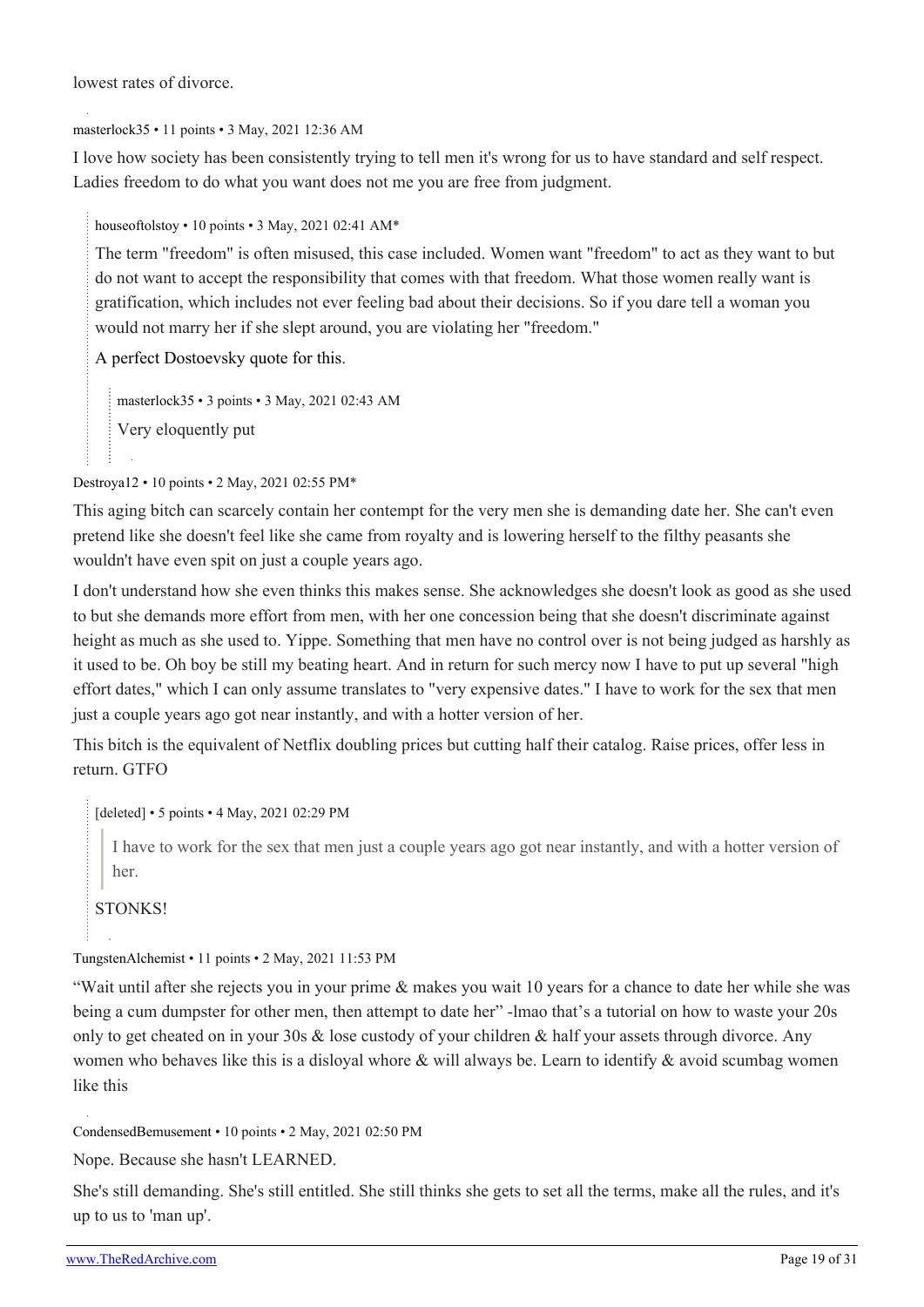lowest rates of divorce.

masterlock35 • 11 points • 3 May, 2021 12:36 AM

I love how society has been consistently trying to tell men it's wrong for us to have standard and self respect. Ladies freedom to do what you want does not me you are free from judgment.

> houseoftolstoy • 10 points • 3 May, 2021 02:41 AM*
>
> The term "freedom" is often misused, this case included. Women want "freedom" to act as they want to but do not want to accept the responsibility that comes with that freedom. What those women really want is gratification, which includes not ever feeling bad about their decisions. So if you dare tell a woman you would not marry her if she slept around, you are violating her "freedom."
>
> A perfect Dostoevsky quote for this.
>
> > masterlock35 • 3 points • 3 May, 2021 02:43 AM
> >
> > Very eloquently put

Destroya12 • 10 points • 2 May, 2021 02:55 PM*

This aging bitch can scarcely contain her contempt for the very men she is demanding date her. She can't even pretend like she doesn't feel like she came from royalty and is lowering herself to the filthy peasants she wouldn't have even spit on just a couple years ago.

I don't understand how she even thinks this makes sense. She acknowledges she doesn't look as good as she used to but she demands more effort from men, with her one concession being that she doesn't discriminate against height as much as she used to. Yippe. Something that men have no control over is not being judged as harshly as it used to be. Oh boy be still my beating heart. And in return for such mercy now I have to put up several "high effort dates," which I can only assume translates to "very expensive dates." I have to work for the sex that men just a couple years ago got near instantly, and with a hotter version of her.

This bitch is the equivalent of Netflix doubling prices but cutting half their catalog. Raise prices, offer less in return. GTFO

> [deleted] • 5 points • 4 May, 2021 02:29 PM
>
> > I have to work for the sex that men just a couple years ago got near instantly, and with a hotter version of her.
>
> STONKS!

TungstenAlchemist • 11 points • 2 May, 2021 11:53 PM

"Wait until after she rejects you in your prime & makes you wait 10 years for a chance to date her while she was being a cum dumpster for other men, then attempt to date her" -lmao that's a tutorial on how to waste your 20s only to get cheated on in your 30s & lose custody of your children & half your assets through divorce. Any women who behaves like this is a disloyal whore & will always be. Learn to identify & avoid scumbag women like this

CondensedBemusement • 10 points • 2 May, 2021 02:50 PM

Nope. Because she hasn't LEARNED.

She's still demanding. She's still entitled. She still thinks she gets to set all the terms, make all the rules, and it's up to us to 'man up'.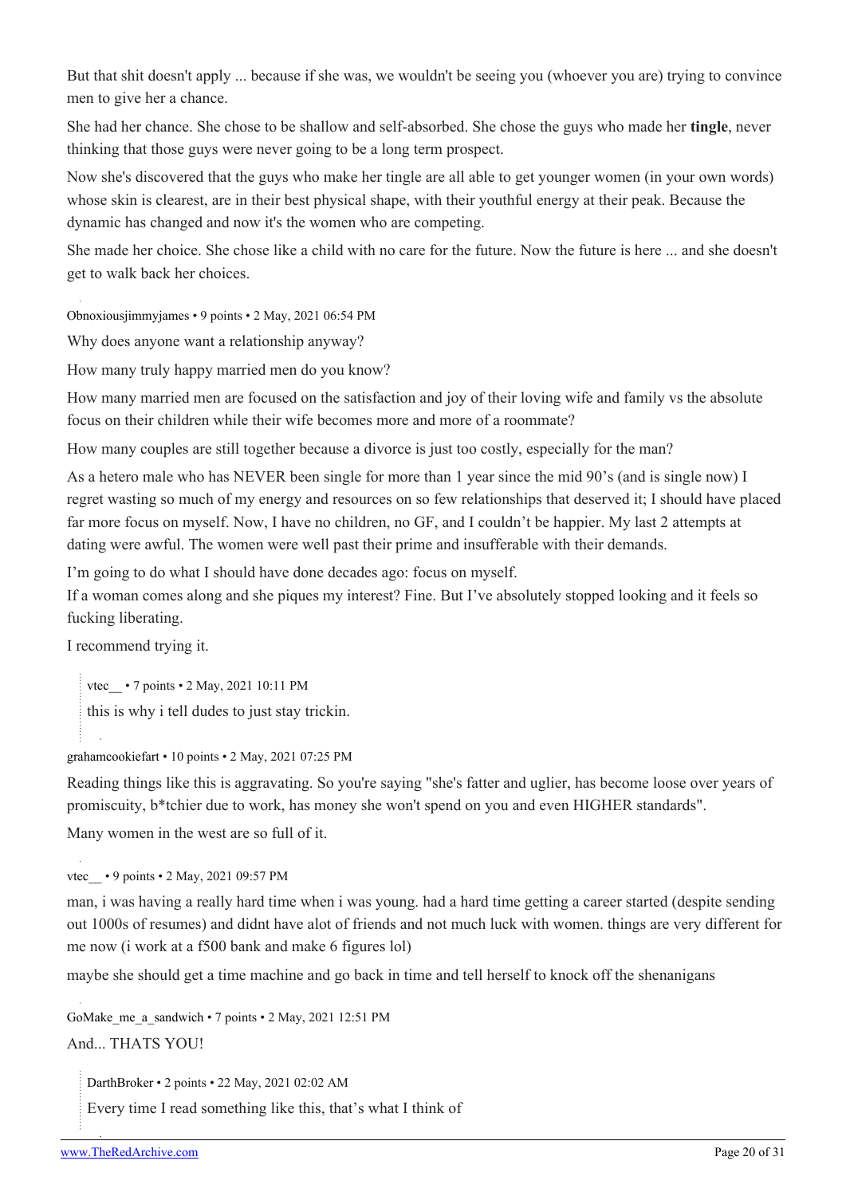But that shit doesn't apply ... because if she was, we wouldn't be seeing you (whoever you are) trying to convince men to give her a chance.

She had her chance. She chose to be shallow and self-absorbed. She chose the guys who made her **tingle**, never thinking that those guys were never going to be a long term prospect.

Now she's discovered that the guys who make her tingle are all able to get younger women (in your own words) whose skin is clearest, are in their best physical shape, with their youthful energy at their peak. Because the dynamic has changed and now it's the women who are competing.

She made her choice. She chose like a child with no care for the future. Now the future is here ... and she doesn't get to walk back her choices.

Obnoxiousjimmyjames • 9 points • 2 May, 2021 06:54 PM

Why does anyone want a relationship anyway?

How many truly happy married men do you know?

How many married men are focused on the satisfaction and joy of their loving wife and family vs the absolute focus on their children while their wife becomes more and more of a roommate?

How many couples are still together because a divorce is just too costly, especially for the man?

As a hetero male who has NEVER been single for more than 1 year since the mid 90's (and is single now) I regret wasting so much of my energy and resources on so few relationships that deserved it; I should have placed far more focus on myself. Now, I have no children, no GF, and I couldn't be happier. My last 2 attempts at dating were awful. The women were well past their prime and insufferable with their demands.

I'm going to do what I should have done decades ago: focus on myself.
If a woman comes along and she piques my interest? Fine. But I've absolutely stopped looking and it feels so fucking liberating.

I recommend trying it.

> vtec__ • 7 points • 2 May, 2021 10:11 PM
>
> this is why i tell dudes to just stay trickin.

grahamcookiefart • 10 points • 2 May, 2021 07:25 PM

Reading things like this is aggravating. So you're saying "she's fatter and uglier, has become loose over years of promiscuity, b*tchier due to work, has money she won't spend on you and even HIGHER standards".

Many women in the west are so full of it.

vtec__ • 9 points • 2 May, 2021 09:57 PM

man, i was having a really hard time when i was young. had a hard time getting a career started (despite sending out 1000s of resumes) and didnt have alot of friends and not much luck with women. things are very different for me now (i work at a f500 bank and make 6 figures lol)

maybe she should get a time machine and go back in time and tell herself to knock off the shenanigans

GoMake_me_a_sandwich • 7 points • 2 May, 2021 12:51 PM

And... THATS YOU!

> DarthBroker • 2 points • 22 May, 2021 02:02 AM
>
> Every time I read something like this, that's what I think of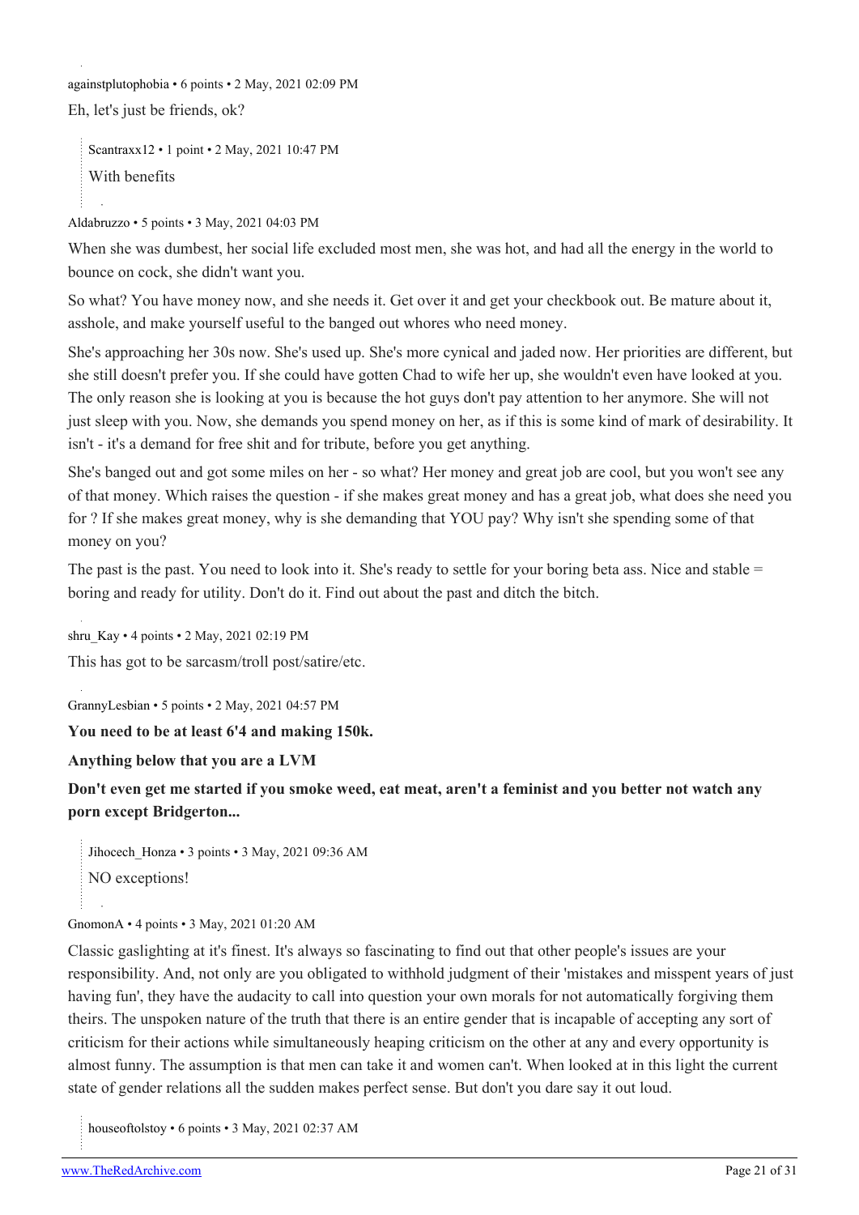againstplutophobia • 6 points • 2 May, 2021 02:09 PM

Eh, let's just be friends, ok?

> Scantraxx12 • 1 point • 2 May, 2021 10:47 PM
>
> With benefits

Aldabruzzo • 5 points • 3 May, 2021 04:03 PM

When she was dumbest, her social life excluded most men, she was hot, and had all the energy in the world to bounce on cock, she didn't want you.

So what? You have money now, and she needs it. Get over it and get your checkbook out. Be mature about it, asshole, and make yourself useful to the banged out whores who need money.

She's approaching her 30s now. She's used up. She's more cynical and jaded now. Her priorities are different, but she still doesn't prefer you. If she could have gotten Chad to wife her up, she wouldn't even have looked at you. The only reason she is looking at you is because the hot guys don't pay attention to her anymore. She will not just sleep with you. Now, she demands you spend money on her, as if this is some kind of mark of desirability. It isn't - it's a demand for free shit and for tribute, before you get anything.

She's banged out and got some miles on her - so what? Her money and great job are cool, but you won't see any of that money. Which raises the question - if she makes great money and has a great job, what does she need you for ? If she makes great money, why is she demanding that YOU pay? Why isn't she spending some of that money on you?

The past is the past. You need to look into it. She's ready to settle for your boring beta ass. Nice and stable = boring and ready for utility. Don't do it. Find out about the past and ditch the bitch.

shru_Kay • 4 points • 2 May, 2021 02:19 PM

This has got to be sarcasm/troll post/satire/etc.

GrannyLesbian • 5 points • 2 May, 2021 04:57 PM

**You need to be at least 6'4 and making 150k.**

**Anything below that you are a LVM**

**Don't even get me started if you smoke weed, eat meat, aren't a feminist and you better not watch any porn except Bridgerton...**

> Jihocech_Honza • 3 points • 3 May, 2021 09:36 AM
>
> NO exceptions!

GnomonA • 4 points • 3 May, 2021 01:20 AM

Classic gaslighting at it's finest. It's always so fascinating to find out that other people's issues are your responsibility. And, not only are you obligated to withhold judgment of their 'mistakes and misspent years of just having fun', they have the audacity to call into question your own morals for not automatically forgiving them theirs. The unspoken nature of the truth that there is an entire gender that is incapable of accepting any sort of criticism for their actions while simultaneously heaping criticism on the other at any and every opportunity is almost funny. The assumption is that men can take it and women can't. When looked at in this light the current state of gender relations all the sudden makes perfect sense. But don't you dare say it out loud.

> houseoftolstoy • 6 points • 3 May, 2021 02:37 AM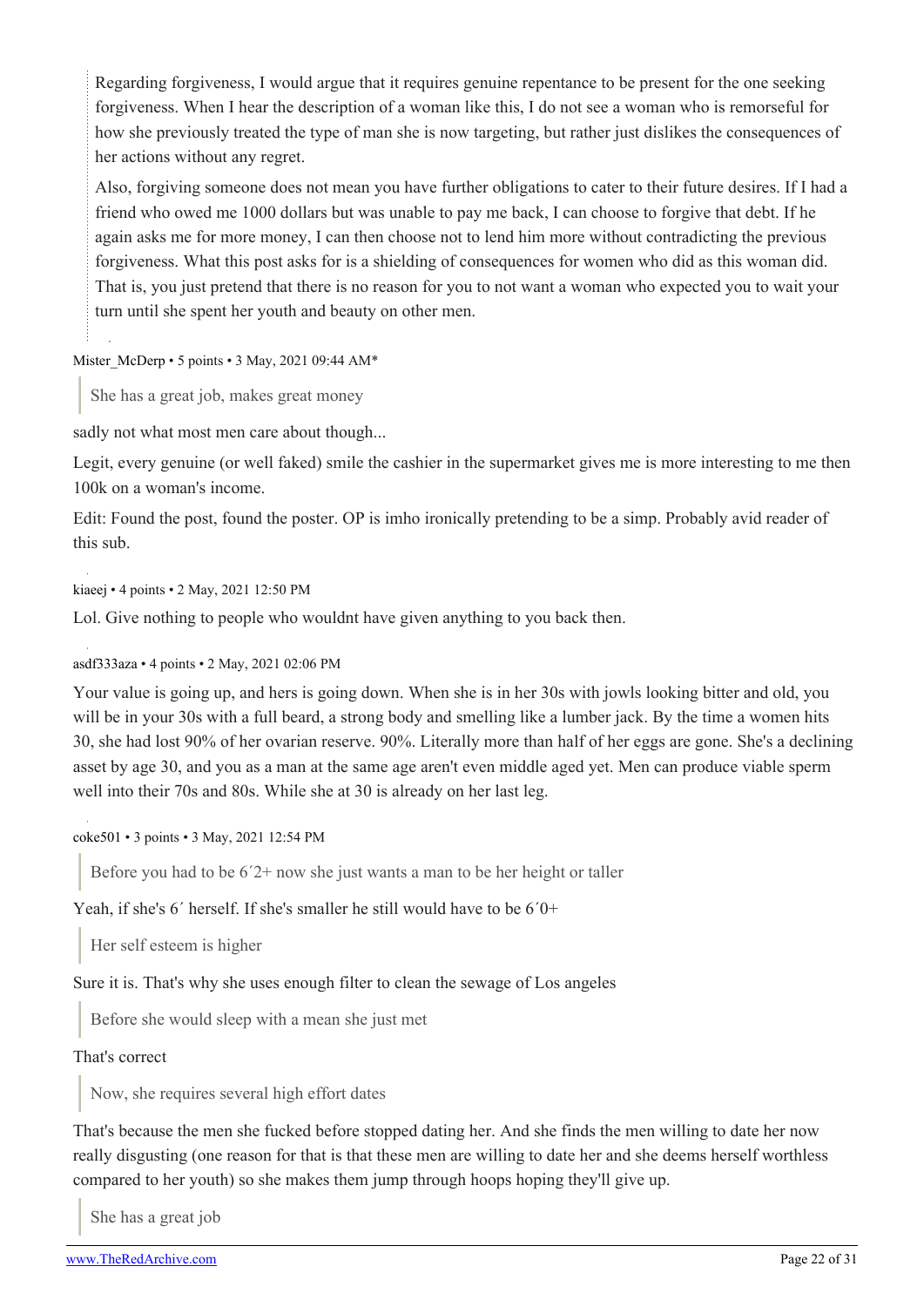Regarding forgiveness, I would argue that it requires genuine repentance to be present for the one seeking forgiveness. When I hear the description of a woman like this, I do not see a woman who is remorseful for how she previously treated the type of man she is now targeting, but rather just dislikes the consequences of her actions without any regret.

Also, forgiving someone does not mean you have further obligations to cater to their future desires. If I had a friend who owed me 1000 dollars but was unable to pay me back, I can choose to forgive that debt. If he again asks me for more money, I can then choose not to lend him more without contradicting the previous forgiveness. What this post asks for is a shielding of consequences for women who did as this woman did. That is, you just pretend that there is no reason for you to not want a woman who expected you to wait your turn until she spent her youth and beauty on other men.

Mister_McDerp • 5 points • 3 May, 2021 09:44 AM*

> She has a great job, makes great money

sadly not what most men care about though...

Legit, every genuine (or well faked) smile the cashier in the supermarket gives me is more interesting to me then 100k on a woman's income.

Edit: Found the post, found the poster. OP is imho ironically pretending to be a simp. Probably avid reader of this sub.

kiaeej • 4 points • 2 May, 2021 12:50 PM

Lol. Give nothing to people who wouldnt have given anything to you back then.

asdf333aza • 4 points • 2 May, 2021 02:06 PM

Your value is going up, and hers is going down. When she is in her 30s with jowls looking bitter and old, you will be in your 30s with a full beard, a strong body and smelling like a lumber jack. By the time a women hits 30, she had lost 90% of her ovarian reserve. 90%. Literally more than half of her eggs are gone. She's a declining asset by age 30, and you as a man at the same age aren't even middle aged yet. Men can produce viable sperm well into their 70s and 80s. While she at 30 is already on her last leg.

coke501 • 3 points • 3 May, 2021 12:54 PM

> Before you had to be 6´2+ now she just wants a man to be her height or taller

Yeah, if she's 6´ herself. If she's smaller he still would have to be 6´0+

> Her self esteem is higher

Sure it is. That's why she uses enough filter to clean the sewage of Los angeles

> Before she would sleep with a mean she just met

That's correct

> Now, she requires several high effort dates

That's because the men she fucked before stopped dating her. And she finds the men willing to date her now really disgusting (one reason for that is that these men are willing to date her and she deems herself worthless compared to her youth) so she makes them jump through hoops hoping they'll give up.

> She has a great job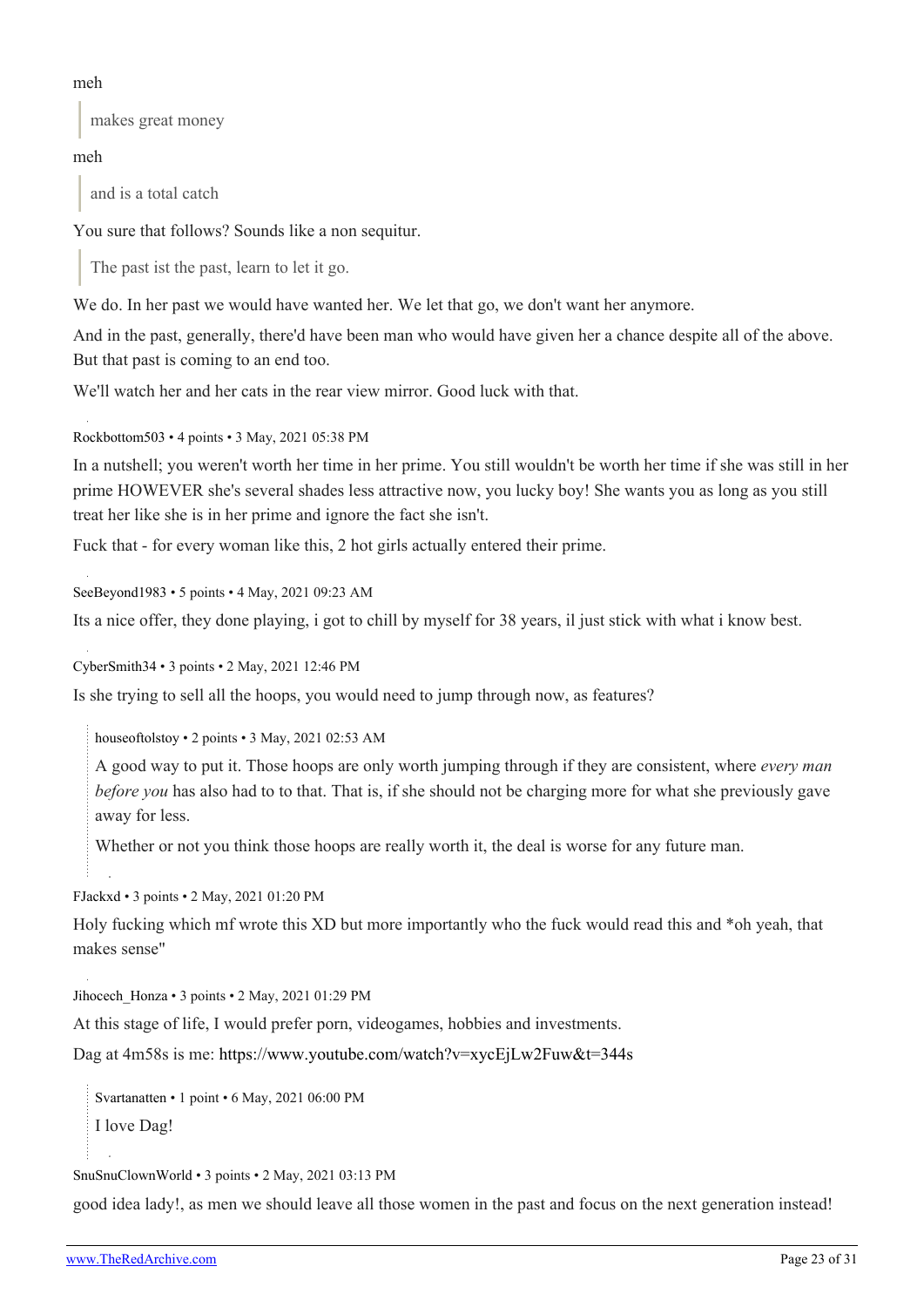meh

> makes great money

meh

> and is a total catch

You sure that follows? Sounds like a non sequitur.

> The past ist the past, learn to let it go.

We do. In her past we would have wanted her. We let that go, we don't want her anymore.

And in the past, generally, there'd have been man who would have given her a chance despite all of the above. But that past is coming to an end too.

We'll watch her and her cats in the rear view mirror. Good luck with that.

Rockbottom503 • 4 points • 3 May, 2021 05:38 PM

In a nutshell; you weren't worth her time in her prime. You still wouldn't be worth her time if she was still in her prime HOWEVER she's several shades less attractive now, you lucky boy! She wants you as long as you still treat her like she is in her prime and ignore the fact she isn't.

Fuck that - for every woman like this, 2 hot girls actually entered their prime.

SeeBeyond1983 • 5 points • 4 May, 2021 09:23 AM

Its a nice offer, they done playing, i got to chill by myself for 38 years, il just stick with what i know best.

CyberSmith34 • 3 points • 2 May, 2021 12:46 PM

Is she trying to sell all the hoops, you would need to jump through now, as features?

> houseoftolstoy • 2 points • 3 May, 2021 02:53 AM
>
> A good way to put it. Those hoops are only worth jumping through if they are consistent, where *every man before you* has also had to to that. That is, if she should not be charging more for what she previously gave away for less.
>
> Whether or not you think those hoops are really worth it, the deal is worse for any future man.

FJackxd • 3 points • 2 May, 2021 01:20 PM

Holy fucking which mf wrote this XD but more importantly who the fuck would read this and *oh yeah, that makes sense"

Jihocech_Honza • 3 points • 2 May, 2021 01:29 PM

At this stage of life, I would prefer porn, videogames, hobbies and investments.

Dag at 4m58s is me: https://www.youtube.com/watch?v=xycEjLw2Fuw&t=344s

> Svartanatten • 1 point • 6 May, 2021 06:00 PM
>
> I love Dag!

SnuSnuClownWorld • 3 points • 2 May, 2021 03:13 PM

good idea lady!, as men we should leave all those women in the past and focus on the next generation instead!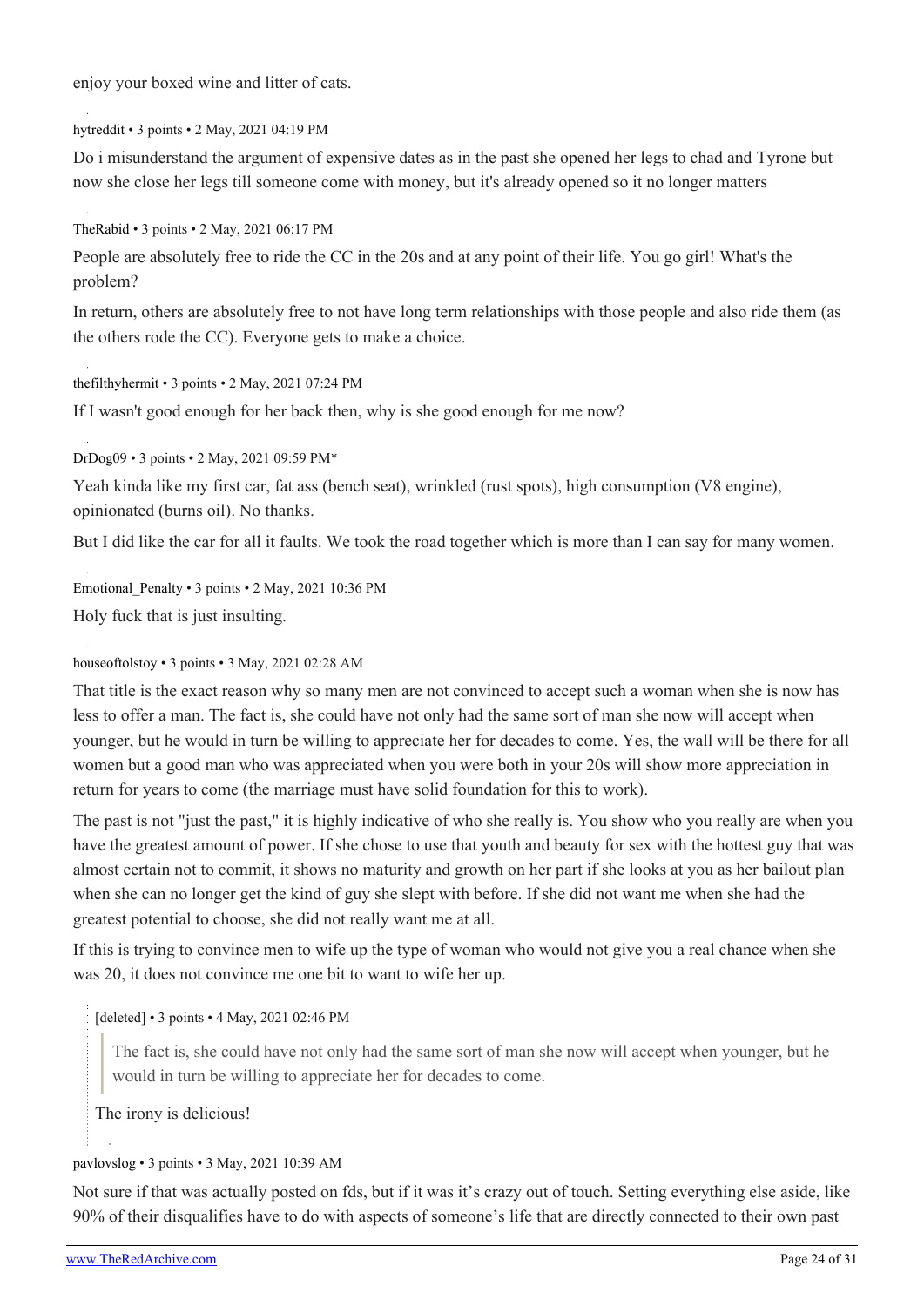enjoy your boxed wine and litter of cats.

hytreddit • 3 points • 2 May, 2021 04:19 PM

Do i misunderstand the argument of expensive dates as in the past she opened her legs to chad and Tyrone but now she close her legs till someone come with money, but it's already opened so it no longer matters

TheRabid • 3 points • 2 May, 2021 06:17 PM

People are absolutely free to ride the CC in the 20s and at any point of their life. You go girl! What's the problem?

In return, others are absolutely free to not have long term relationships with those people and also ride them (as the others rode the CC). Everyone gets to make a choice.

thefilthyhermit • 3 points • 2 May, 2021 07:24 PM

If I wasn't good enough for her back then, why is she good enough for me now?

DrDog09 • 3 points • 2 May, 2021 09:59 PM*

Yeah kinda like my first car, fat ass (bench seat), wrinkled (rust spots), high consumption (V8 engine), opinionated (burns oil). No thanks.

But I did like the car for all it faults. We took the road together which is more than I can say for many women.

Emotional_Penalty • 3 points • 2 May, 2021 10:36 PM

Holy fuck that is just insulting.

houseoftolstoy • 3 points • 3 May, 2021 02:28 AM

That title is the exact reason why so many men are not convinced to accept such a woman when she is now has less to offer a man. The fact is, she could have not only had the same sort of man she now will accept when younger, but he would in turn be willing to appreciate her for decades to come. Yes, the wall will be there for all women but a good man who was appreciated when you were both in your 20s will show more appreciation in return for years to come (the marriage must have solid foundation for this to work).

The past is not "just the past," it is highly indicative of who she really is. You show who you really are when you have the greatest amount of power. If she chose to use that youth and beauty for sex with the hottest guy that was almost certain not to commit, it shows no maturity and growth on her part if she looks at you as her bailout plan when she can no longer get the kind of guy she slept with before. If she did not want me when she had the greatest potential to choose, she did not really want me at all.

If this is trying to convince men to wife up the type of woman who would not give you a real chance when she was 20, it does not convince me one bit to want to wife her up.

> [deleted] • 3 points • 4 May, 2021 02:46 PM
>
> > The fact is, she could have not only had the same sort of man she now will accept when younger, but he would in turn be willing to appreciate her for decades to come.
>
> The irony is delicious!

pavlovslog • 3 points • 3 May, 2021 10:39 AM

Not sure if that was actually posted on fds, but if it was it's crazy out of touch. Setting everything else aside, like 90% of their disqualifies have to do with aspects of someone's life that are directly connected to their own past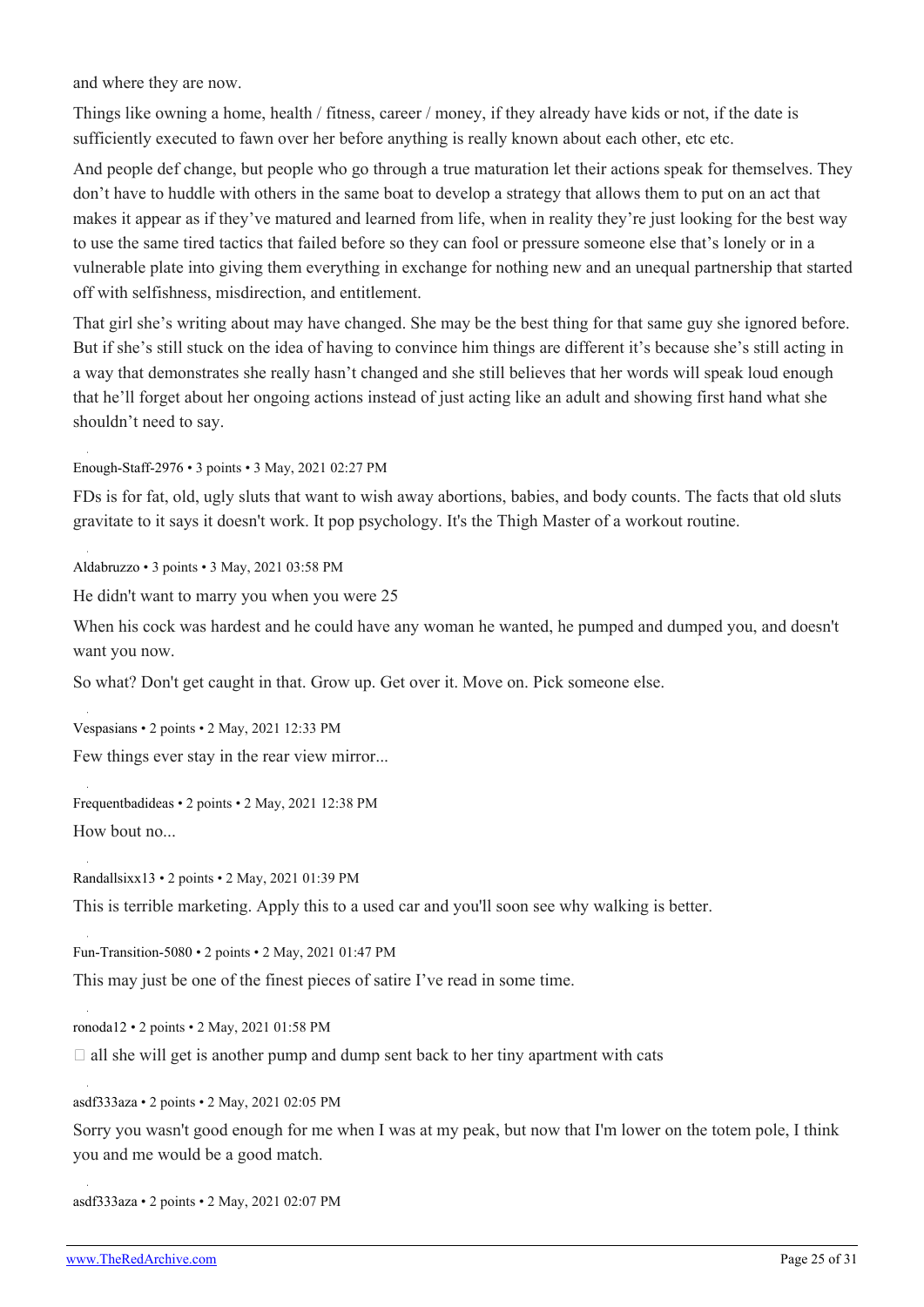and where they are now.

Things like owning a home, health / fitness, career / money, if they already have kids or not, if the date is sufficiently executed to fawn over her before anything is really known about each other, etc etc.

And people def change, but people who go through a true maturation let their actions speak for themselves. They don't have to huddle with others in the same boat to develop a strategy that allows them to put on an act that makes it appear as if they've matured and learned from life, when in reality they're just looking for the best way to use the same tired tactics that failed before so they can fool or pressure someone else that's lonely or in a vulnerable plate into giving them everything in exchange for nothing new and an unequal partnership that started off with selfishness, misdirection, and entitlement.

That girl she's writing about may have changed. She may be the best thing for that same guy she ignored before. But if she's still stuck on the idea of having to convince him things are different it's because she's still acting in a way that demonstrates she really hasn't changed and she still believes that her words will speak loud enough that he'll forget about her ongoing actions instead of just acting like an adult and showing first hand what she shouldn't need to say.

Enough-Staff-2976 • 3 points • 3 May, 2021 02:27 PM

FDs is for fat, old, ugly sluts that want to wish away abortions, babies, and body counts. The facts that old sluts gravitate to it says it doesn't work. It pop psychology. It's the Thigh Master of a workout routine.

Aldabruzzo • 3 points • 3 May, 2021 03:58 PM

He didn't want to marry you when you were 25

When his cock was hardest and he could have any woman he wanted, he pumped and dumped you, and doesn't want you now.

So what? Don't get caught in that. Grow up. Get over it. Move on. Pick someone else.

Vespasians • 2 points • 2 May, 2021 12:33 PM

Few things ever stay in the rear view mirror...

Frequentbadideas • 2 points • 2 May, 2021 12:38 PM

How bout no...

Randallsixx13 • 2 points • 2 May, 2021 01:39 PM

This is terrible marketing. Apply this to a used car and you'll soon see why walking is better.

Fun-Transition-5080 • 2 points • 2 May, 2021 01:47 PM

This may just be one of the finest pieces of satire I've read in some time.

ronoda12 • 2 points • 2 May, 2021 01:58 PM

□ all she will get is another pump and dump sent back to her tiny apartment with cats

asdf333aza • 2 points • 2 May, 2021 02:05 PM

Sorry you wasn't good enough for me when I was at my peak, but now that I'm lower on the totem pole, I think you and me would be a good match.

asdf333aza • 2 points • 2 May, 2021 02:07 PM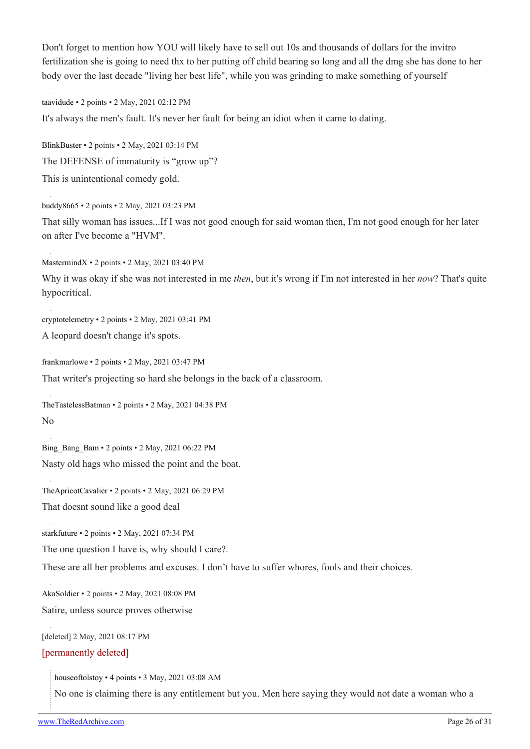Don't forget to mention how YOU will likely have to sell out 10s and thousands of dollars for the invitro fertilization she is going to need thx to her putting off child bearing so long and all the dmg she has done to her body over the last decade "living her best life", while you was grinding to make something of yourself

taavidude • 2 points • 2 May, 2021 02:12 PM

It's always the men's fault. It's never her fault for being an idiot when it came to dating.

BlinkBuster • 2 points • 2 May, 2021 03:14 PM

The DEFENSE of immaturity is "grow up"?

This is unintentional comedy gold.

buddy8665 • 2 points • 2 May, 2021 03:23 PM

That silly woman has issues...If I was not good enough for said woman then, I'm not good enough for her later on after I've become a "HVM".

MastermindX • 2 points • 2 May, 2021 03:40 PM

Why it was okay if she was not interested in me *then*, but it's wrong if I'm not interested in her *now*? That's quite hypocritical.

cryptotelemetry • 2 points • 2 May, 2021 03:41 PM

A leopard doesn't change it's spots.

frankmarlowe • 2 points • 2 May, 2021 03:47 PM

That writer's projecting so hard she belongs in the back of a classroom.

TheTastelessBatman • 2 points • 2 May, 2021 04:38 PM

No

Bing_Bang_Bam • 2 points • 2 May, 2021 06:22 PM

Nasty old hags who missed the point and the boat.

TheApricotCavalier • 2 points • 2 May, 2021 06:29 PM

That doesnt sound like a good deal

starkfuture • 2 points • 2 May, 2021 07:34 PM

The one question I have is, why should I care?.

These are all her problems and excuses. I don't have to suffer whores, fools and their choices.

AkaSoldier • 2 points • 2 May, 2021 08:08 PM

Satire, unless source proves otherwise

[deleted] 2 May, 2021 08:17 PM

[permanently deleted]

> houseoftolstoy • 4 points • 3 May, 2021 03:08 AM
>
> No one is claiming there is any entitlement but you. Men here saying they would not date a woman who a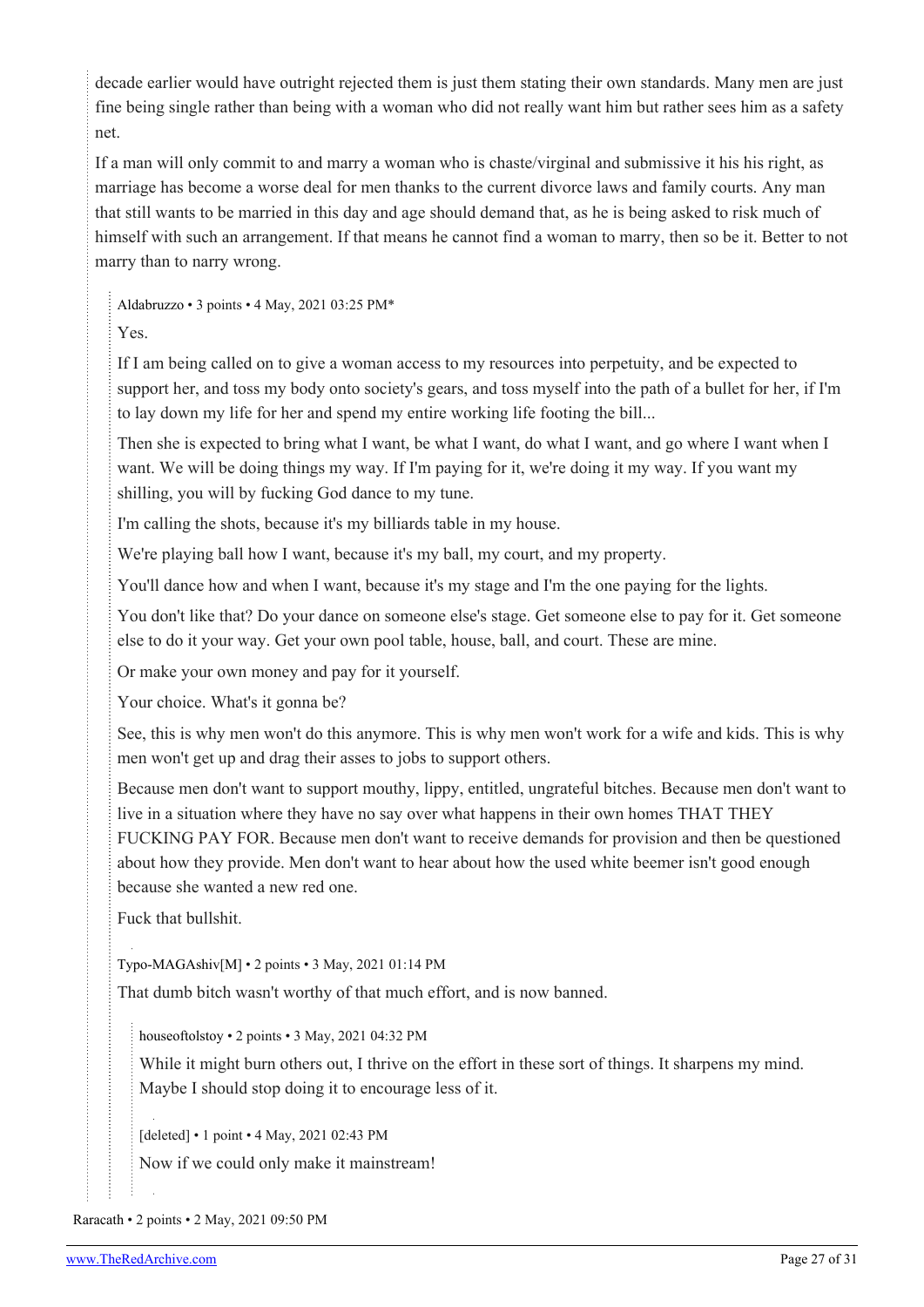decade earlier would have outright rejected them is just them stating their own standards. Many men are just fine being single rather than being with a woman who did not really want him but rather sees him as a safety net.

If a man will only commit to and marry a woman who is chaste/virginal and submissive it his his right, as marriage has become a worse deal for men thanks to the current divorce laws and family courts. Any man that still wants to be married in this day and age should demand that, as he is being asked to risk much of himself with such an arrangement. If that means he cannot find a woman to marry, then so be it. Better to not marry than to narry wrong.

> Aldabruzzo • 3 points • 4 May, 2021 03:25 PM*
>
> Yes.
>
> If I am being called on to give a woman access to my resources into perpetuity, and be expected to support her, and toss my body onto society's gears, and toss myself into the path of a bullet for her, if I'm to lay down my life for her and spend my entire working life footing the bill...
>
> Then she is expected to bring what I want, be what I want, do what I want, and go where I want when I want. We will be doing things my way. If I'm paying for it, we're doing it my way. If you want my shilling, you will by fucking God dance to my tune.
>
> I'm calling the shots, because it's my billiards table in my house.
>
> We're playing ball how I want, because it's my ball, my court, and my property.
>
> You'll dance how and when I want, because it's my stage and I'm the one paying for the lights.
>
> You don't like that? Do your dance on someone else's stage. Get someone else to pay for it. Get someone else to do it your way. Get your own pool table, house, ball, and court. These are mine.
>
> Or make your own money and pay for it yourself.
>
> Your choice. What's it gonna be?
>
> See, this is why men won't do this anymore. This is why men won't work for a wife and kids. This is why men won't get up and drag their asses to jobs to support others.
>
> Because men don't want to support mouthy, lippy, entitled, ungrateful bitches. Because men don't want to live in a situation where they have no say over what happens in their own homes THAT THEY FUCKING PAY FOR. Because men don't want to receive demands for provision and then be questioned about how they provide. Men don't want to hear about how the used white beemer isn't good enough because she wanted a new red one.
>
> Fuck that bullshit.

> Typo-MAGAshiv[M] • 2 points • 3 May, 2021 01:14 PM
>
> That dumb bitch wasn't worthy of that much effort, and is now banned.
>
> > houseoftolstoy • 2 points • 3 May, 2021 04:32 PM
> >
> > While it might burn others out, I thrive on the effort in these sort of things. It sharpens my mind. Maybe I should stop doing it to encourage less of it.
> >
> > > [deleted] • 1 point • 4 May, 2021 02:43 PM
> > >
> > > Now if we could only make it mainstream!

Raracath • 2 points • 2 May, 2021 09:50 PM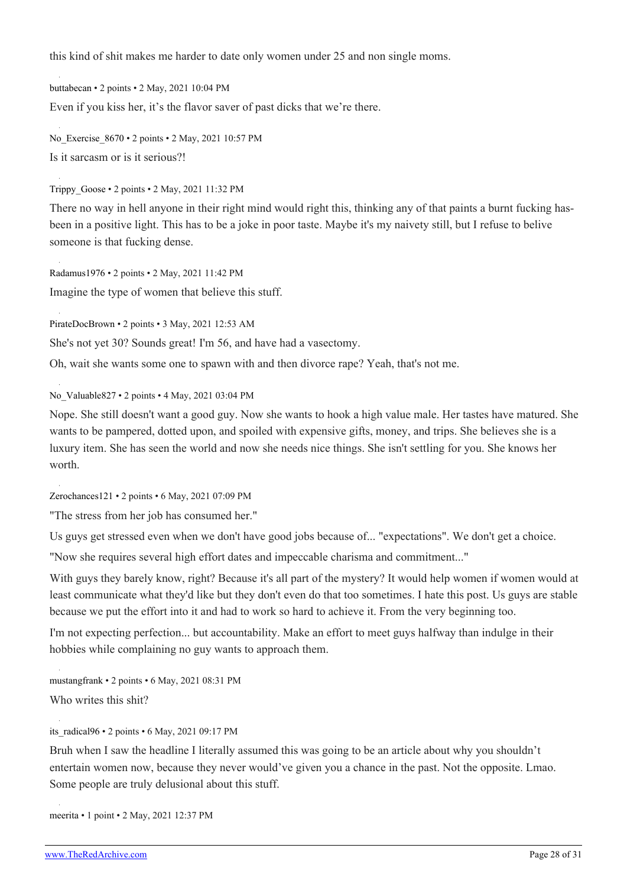this kind of shit makes me harder to date only women under 25 and non single moms.

buttabecan • 2 points • 2 May, 2021 10:04 PM

Even if you kiss her, it's the flavor saver of past dicks that we're there.

No_Exercise_8670 • 2 points • 2 May, 2021 10:57 PM

Is it sarcasm or is it serious?!

Trippy_Goose • 2 points • 2 May, 2021 11:32 PM

There no way in hell anyone in their right mind would right this, thinking any of that paints a burnt fucking has-been in a positive light. This has to be a joke in poor taste. Maybe it's my naivety still, but I refuse to belive someone is that fucking dense.

Radamus1976 • 2 points • 2 May, 2021 11:42 PM

Imagine the type of women that believe this stuff.

PirateDocBrown • 2 points • 3 May, 2021 12:53 AM

She's not yet 30? Sounds great! I'm 56, and have had a vasectomy.

Oh, wait she wants some one to spawn with and then divorce rape? Yeah, that's not me.

No_Valuable827 • 2 points • 4 May, 2021 03:04 PM

Nope. She still doesn't want a good guy. Now she wants to hook a high value male. Her tastes have matured. She wants to be pampered, dotted upon, and spoiled with expensive gifts, money, and trips. She believes she is a luxury item. She has seen the world and now she needs nice things. She isn't settling for you. She knows her worth.

Zerochances121 • 2 points • 6 May, 2021 07:09 PM

"The stress from her job has consumed her."

Us guys get stressed even when we don't have good jobs because of... "expectations". We don't get a choice.

"Now she requires several high effort dates and impeccable charisma and commitment..."

With guys they barely know, right? Because it's all part of the mystery? It would help women if women would at least communicate what they'd like but they don't even do that too sometimes. I hate this post. Us guys are stable because we put the effort into it and had to work so hard to achieve it. From the very beginning too.

I'm not expecting perfection... but accountability. Make an effort to meet guys halfway than indulge in their hobbies while complaining no guy wants to approach them.

mustangfrank • 2 points • 6 May, 2021 08:31 PM

Who writes this shit?

its_radical96 • 2 points • 6 May, 2021 09:17 PM

Bruh when I saw the headline I literally assumed this was going to be an article about why you shouldn't entertain women now, because they never would've given you a chance in the past. Not the opposite. Lmao. Some people are truly delusional about this stuff.

meerita • 1 point • 2 May, 2021 12:37 PM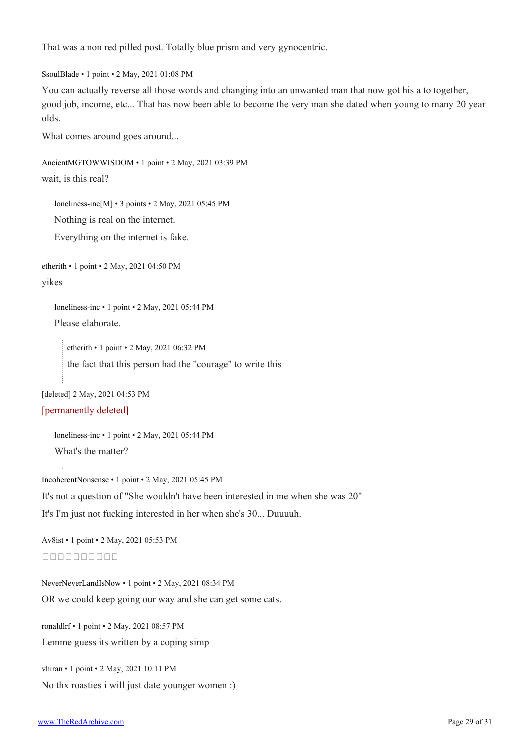That was a non red pilled post. Totally blue prism and very gynocentric.

SsoulBlade • 1 point • 2 May, 2021 01:08 PM

You can actually reverse all those words and changing into an unwanted man that now got his a to together, good job, income, etc... That has now been able to become the very man she dated when young to many 20 year olds.

What comes around goes around...

AncientMGTOWWISDOM • 1 point • 2 May, 2021 03:39 PM

wait, is this real?

> loneliness-inc[M] • 3 points • 2 May, 2021 05:45 PM
>
> Nothing is real on the internet.
>
> Everything on the internet is fake.

etherith • 1 point • 2 May, 2021 04:50 PM

yikes

> loneliness-inc • 1 point • 2 May, 2021 05:44 PM
>
> Please elaborate.
>
>> etherith • 1 point • 2 May, 2021 06:32 PM
>>
>> the fact that this person had the "courage" to write this

[deleted] 2 May, 2021 04:53 PM

[permanently deleted]

> loneliness-inc • 1 point • 2 May, 2021 05:44 PM
>
> What's the matter?

IncoherentNonsense • 1 point • 2 May, 2021 05:45 PM

It's not a question of "She wouldn't have been interested in me when she was 20"

It's I'm just not fucking interested in her when she's 30... Duuuuh.

Av8ist • 1 point • 2 May, 2021 05:53 PM

□□□□□□□□□□

NeverNeverLandIsNow • 1 point • 2 May, 2021 08:34 PM

OR we could keep going our way and she can get some cats.

ronaldlrf • 1 point • 2 May, 2021 08:57 PM

Lemme guess its written by a coping simp

vhiran • 1 point • 2 May, 2021 10:11 PM

No thx roasties i will just date younger women :)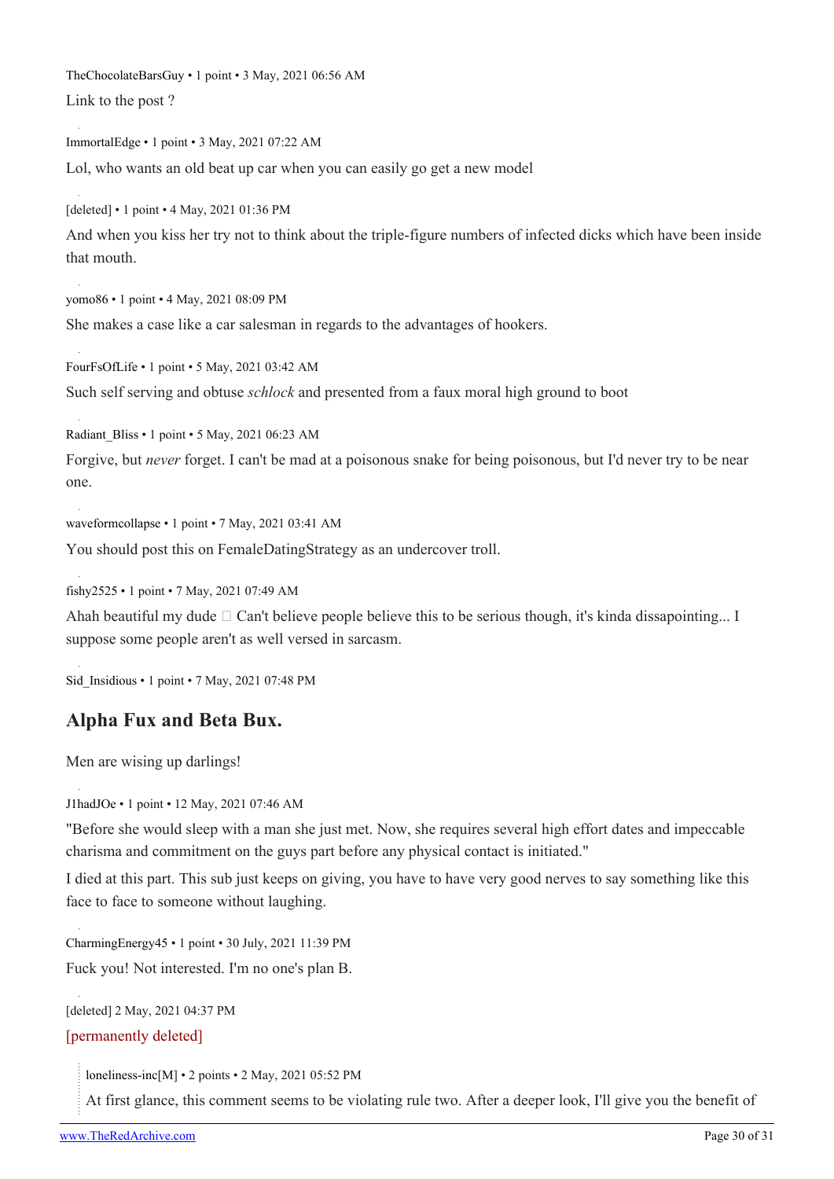TheChocolateBarsGuy • 1 point • 3 May, 2021 06:56 AM

Link to the post ?

ImmortalEdge • 1 point • 3 May, 2021 07:22 AM

Lol, who wants an old beat up car when you can easily go get a new model

[deleted] • 1 point • 4 May, 2021 01:36 PM

And when you kiss her try not to think about the triple-figure numbers of infected dicks which have been inside that mouth.

yomo86 • 1 point • 4 May, 2021 08:09 PM

She makes a case like a car salesman in regards to the advantages of hookers.

FourFsOfLife • 1 point • 5 May, 2021 03:42 AM

Such self serving and obtuse *schlock* and presented from a faux moral high ground to boot

Radiant_Bliss • 1 point • 5 May, 2021 06:23 AM

Forgive, but *never* forget. I can't be mad at a poisonous snake for being poisonous, but I'd never try to be near one.

waveformcollapse • 1 point • 7 May, 2021 03:41 AM

You should post this on FemaleDatingStrategy as an undercover troll.

fishy2525 • 1 point • 7 May, 2021 07:49 AM

Ahah beautiful my dude  Can't believe people believe this to be serious though, it's kinda dissapointing... I suppose some people aren't as well versed in sarcasm.

Sid_Insidious • 1 point • 7 May, 2021 07:48 PM

## Alpha Fux and Beta Bux.

Men are wising up darlings!

J1hadJOe • 1 point • 12 May, 2021 07:46 AM

"Before she would sleep with a man she just met. Now, she requires several high effort dates and impeccable charisma and commitment on the guys part before any physical contact is initiated."

I died at this part. This sub just keeps on giving, you have to have very good nerves to say something like this face to face to someone without laughing.

CharmingEnergy45 • 1 point • 30 July, 2021 11:39 PM

Fuck you! Not interested. I'm no one's plan B.

[deleted] 2 May, 2021 04:37 PM

[permanently deleted]

> loneliness-inc[M] • 2 points • 2 May, 2021 05:52 PM
>
> At first glance, this comment seems to be violating rule two. After a deeper look, I'll give you the benefit of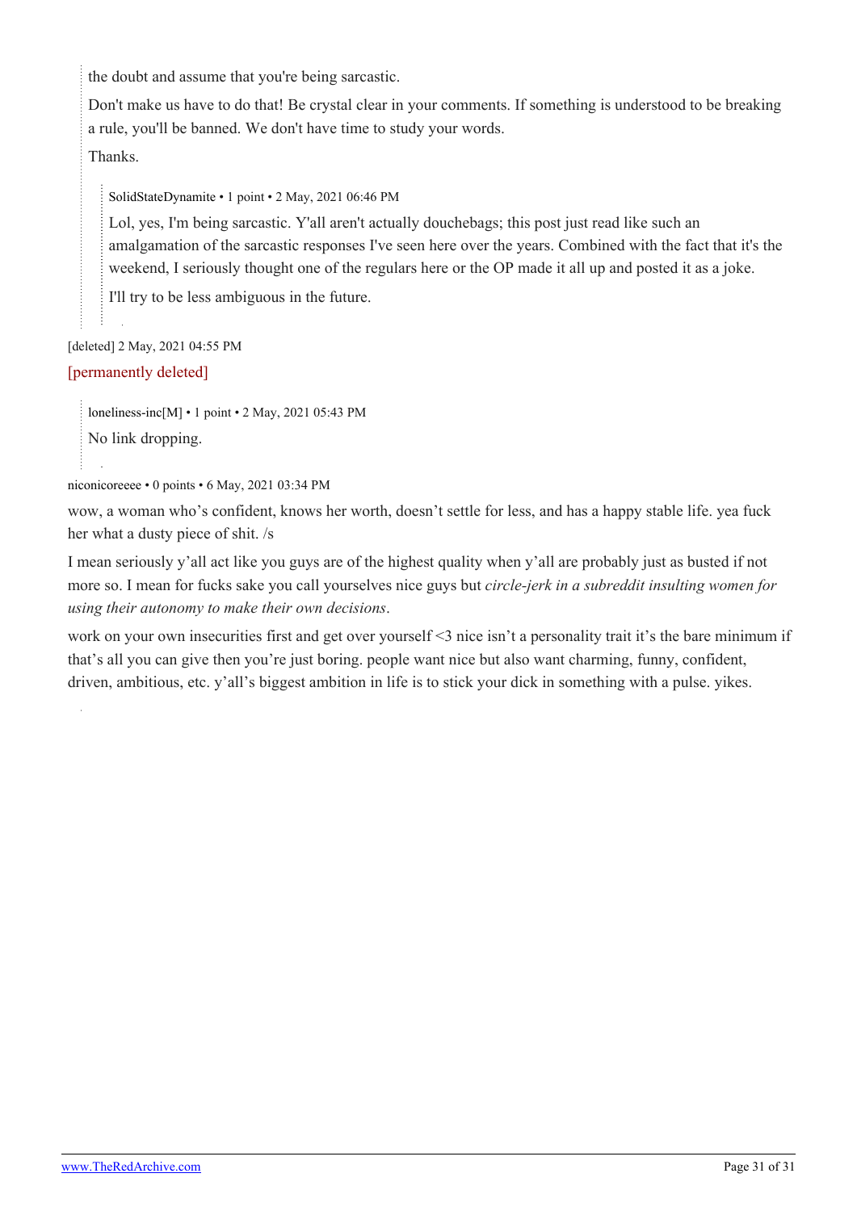the doubt and assume that you're being sarcastic.

Don't make us have to do that! Be crystal clear in your comments. If something is understood to be breaking a rule, you'll be banned. We don't have time to study your words.

Thanks.

SolidStateDynamite • 1 point • 2 May, 2021 06:46 PM

Lol, yes, I'm being sarcastic. Y'all aren't actually douchebags; this post just read like such an amalgamation of the sarcastic responses I've seen here over the years. Combined with the fact that it's the weekend, I seriously thought one of the regulars here or the OP made it all up and posted it as a joke.

I'll try to be less ambiguous in the future.

[deleted] 2 May, 2021 04:55 PM

[permanently deleted]

loneliness-inc[M] • 1 point • 2 May, 2021 05:43 PM

No link dropping.

niconicoreeee • 0 points • 6 May, 2021 03:34 PM

wow, a woman who's confident, knows her worth, doesn't settle for less, and has a happy stable life. yea fuck her what a dusty piece of shit. /s

I mean seriously y'all act like you guys are of the highest quality when y'all are probably just as busted if not more so. I mean for fucks sake you call yourselves nice guys but *circle-jerk in a subreddit insulting women for using their autonomy to make their own decisions*.

work on your own insecurities first and get over yourself <3 nice isn't a personality trait it's the bare minimum if that's all you can give then you're just boring. people want nice but also want charming, funny, confident, driven, ambitious, etc. y'all's biggest ambition in life is to stick your dick in something with a pulse. yikes.